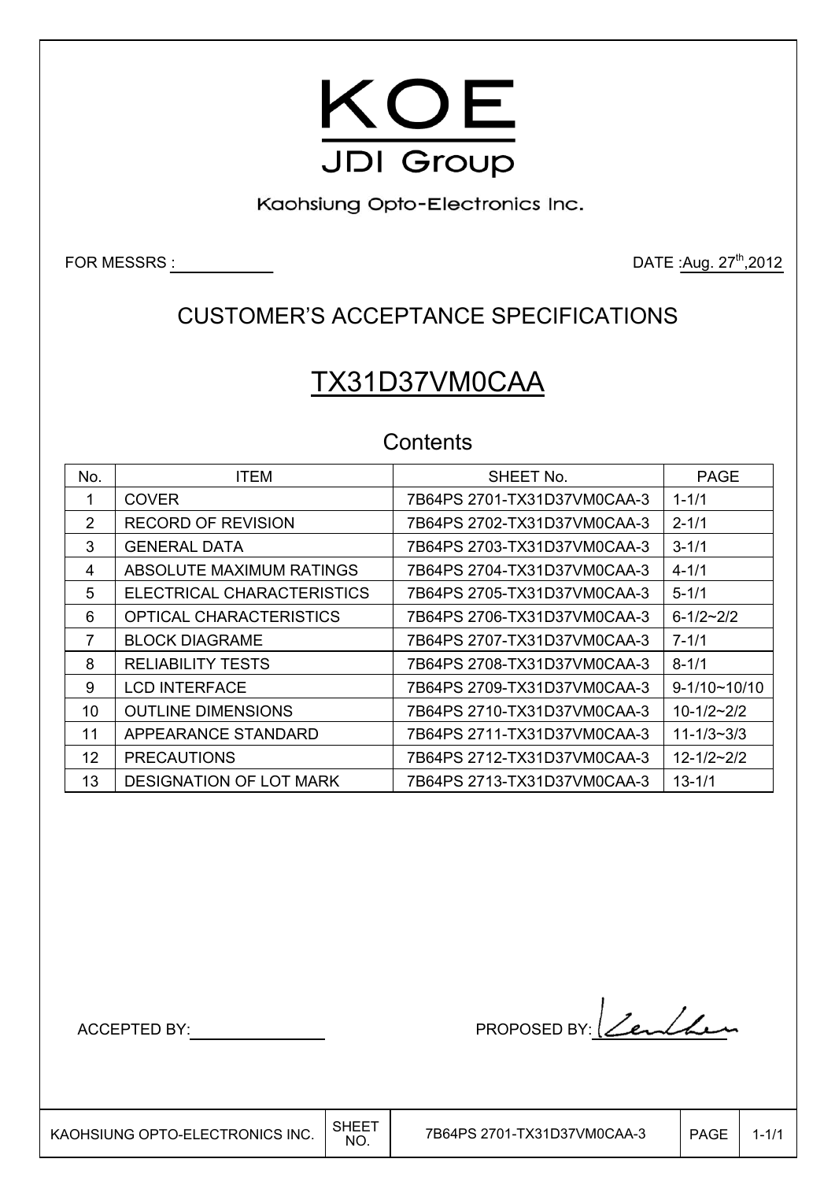# KOE

JDI Group

Kaohsiung Opto-Electronics Inc.

FOR MESSRS :

DATE :Aug. 27th,2012

## CUSTOMER'S ACCEPTANCE SPECIFICATIONS

## TX31D37VM0CAA

### Contents

| No. | ITEM | SHEET No. | PAGE |
|---|---|---|---|
| 1 | COVER | 7B64PS 2701-TX31D37VM0CAA-3 | 1-1/1 |
| 2 | RECORD OF REVISION | 7B64PS 2702-TX31D37VM0CAA-3 | 2-1/1 |
| 3 | GENERAL DATA | 7B64PS 2703-TX31D37VM0CAA-3 | 3-1/1 |
| 4 | ABSOLUTE MAXIMUM RATINGS | 7B64PS 2704-TX31D37VM0CAA-3 | 4-1/1 |
| 5 | ELECTRICAL CHARACTERISTICS | 7B64PS 2705-TX31D37VM0CAA-3 | 5-1/1 |
| 6 | OPTICAL CHARACTERISTICS | 7B64PS 2706-TX31D37VM0CAA-3 | 6-1/2~2/2 |
| 7 | BLOCK DIAGRAME | 7B64PS 2707-TX31D37VM0CAA-3 | 7-1/1 |
| 8 | RELIABILITY TESTS | 7B64PS 2708-TX31D37VM0CAA-3 | 8-1/1 |
| 9 | LCD INTERFACE | 7B64PS 2709-TX31D37VM0CAA-3 | 9-1/10~10/10 |
| 10 | OUTLINE DIMENSIONS | 7B64PS 2710-TX31D37VM0CAA-3 | 10-1/2~2/2 |
| 11 | APPEARANCE STANDARD | 7B64PS 2711-TX31D37VM0CAA-3 | 11-1/3~3/3 |
| 12 | PRECAUTIONS | 7B64PS 2712-TX31D37VM0CAA-3 | 12-1/2~2/2 |
| 13 | DESIGNATION OF LOT MARK | 7B64PS 2713-TX31D37VM0CAA-3 | 13-1/1 |

ACCEPTED BY:

PROPOSED BY: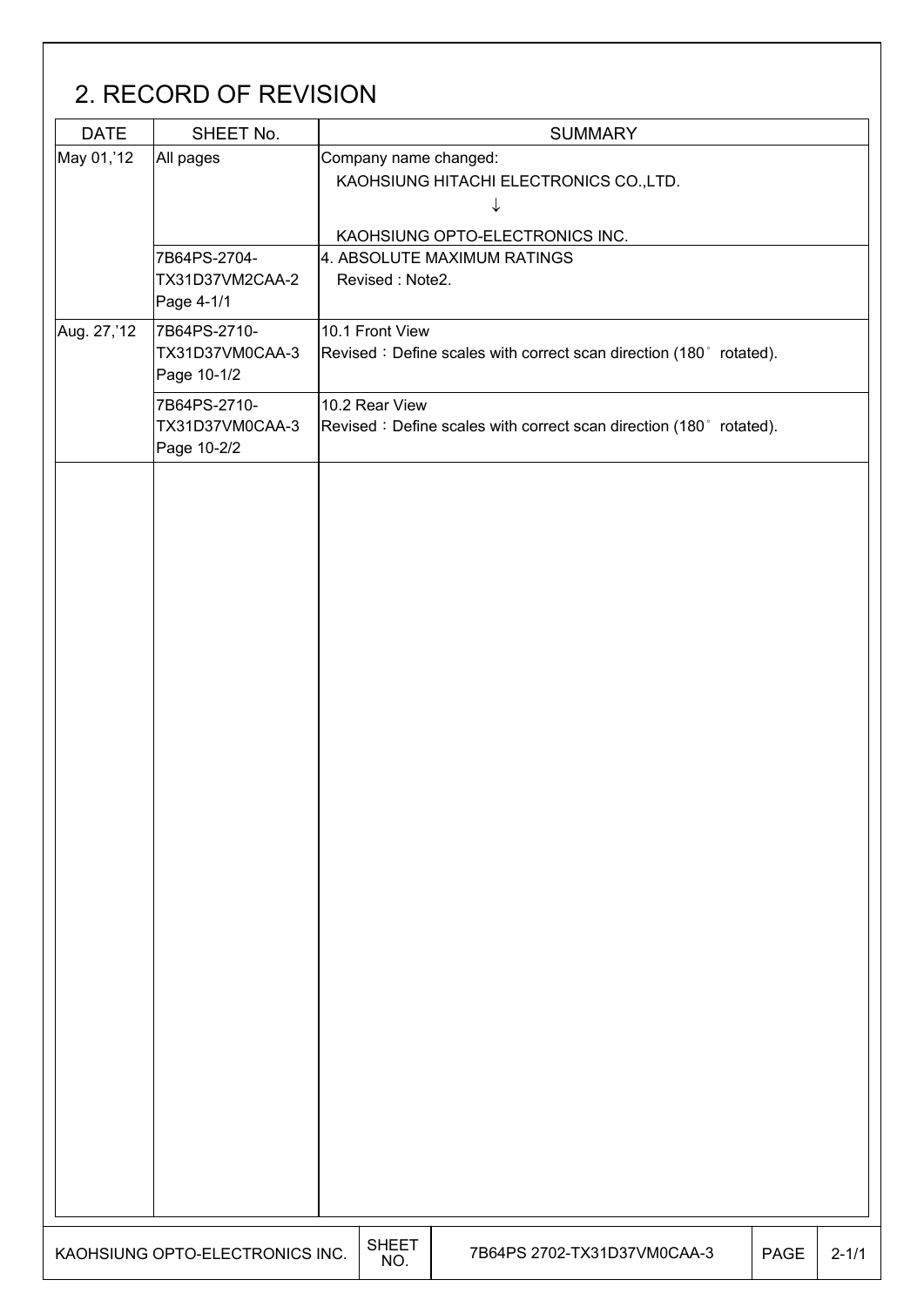## 2. RECORD OF REVISION

| DATE | SHEET No. | SUMMARY |
|---|---|---|
| May 01,'12 | All pages | Company name changed:<br>KAOHSIUNG HITACHI ELECTRONICS CO.,LTD.<br>↓<br>KAOHSIUNG OPTO-ELECTRONICS INC. |
| | 7B64PS-2704-TX31D37VM2CAA-2 Page 4-1/1 | 4. ABSOLUTE MAXIMUM RATINGS<br>Revised : Note2. |
| Aug. 27,'12 | 7B64PS-2710-TX31D37VM0CAA-3 Page 10-1/2 | 10.1 Front View<br>Revised：Define scales with correct scan direction (180° rotated). |
| | 7B64PS-2710-TX31D37VM0CAA-3 Page 10-2/2 | 10.2 Rear View<br>Revised：Define scales with correct scan direction (180° rotated). |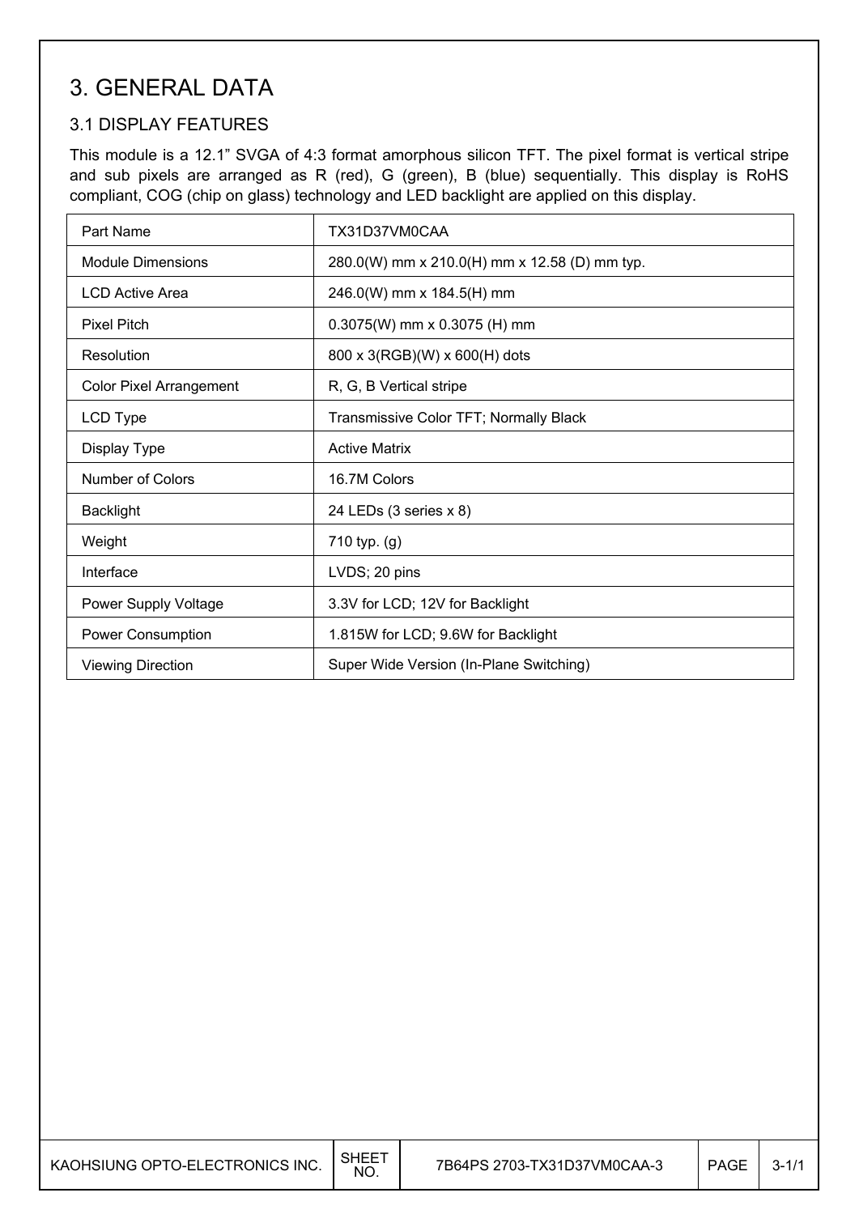# 3. GENERAL DATA

## 3.1 DISPLAY FEATURES

This module is a 12.1" SVGA of 4:3 format amorphous silicon TFT. The pixel format is vertical stripe and sub pixels are arranged as R (red), G (green), B (blue) sequentially. This display is RoHS compliant, COG (chip on glass) technology and LED backlight are applied on this display.

| Part Name | TX31D37VM0CAA |
|---|---|
| Module Dimensions | 280.0(W) mm x 210.0(H) mm x 12.58 (D) mm typ. |
| LCD Active Area | 246.0(W) mm x 184.5(H) mm |
| Pixel Pitch | 0.3075(W) mm x 0.3075 (H) mm |
| Resolution | 800 x 3(RGB)(W) x 600(H) dots |
| Color Pixel Arrangement | R, G, B Vertical stripe |
| LCD Type | Transmissive Color TFT; Normally Black |
| Display Type | Active Matrix |
| Number of Colors | 16.7M Colors |
| Backlight | 24 LEDs (3 series x 8) |
| Weight | 710 typ. (g) |
| Interface | LVDS; 20 pins |
| Power Supply Voltage | 3.3V for LCD; 12V for Backlight |
| Power Consumption | 1.815W for LCD; 9.6W for Backlight |
| Viewing Direction | Super Wide Version (In-Plane Switching) |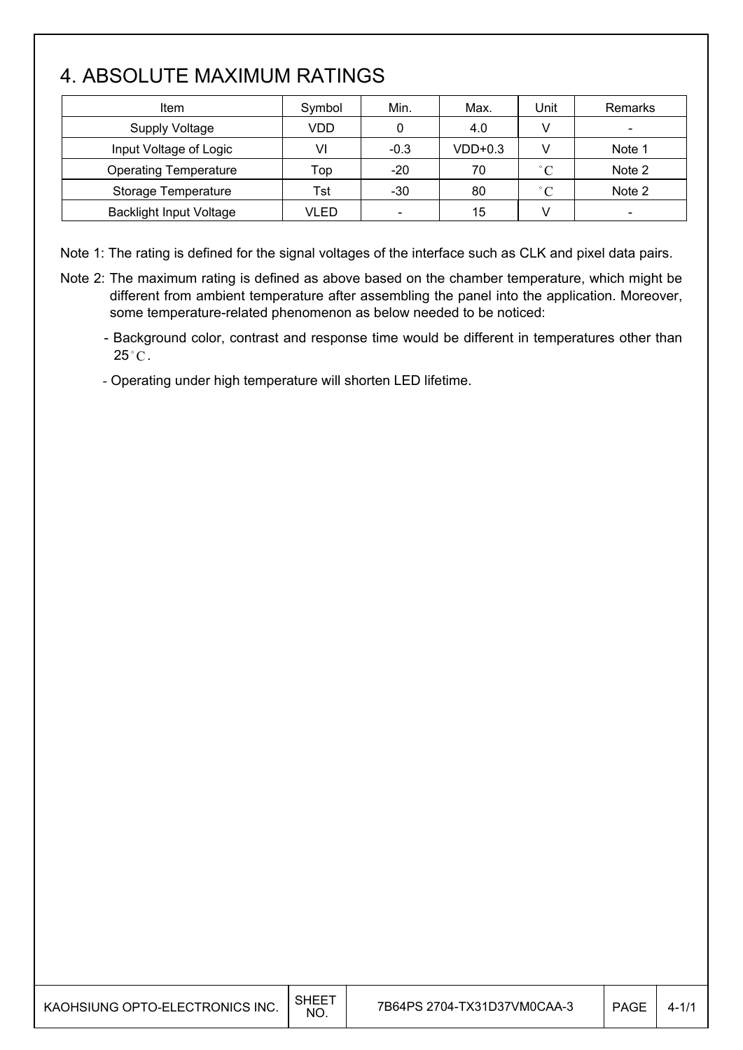# 4. ABSOLUTE MAXIMUM RATINGS

| Item | Symbol | Min. | Max. | Unit | Remarks |
|---|---|---|---|---|---|
| Supply Voltage | VDD | 0 | 4.0 | V | - |
| Input Voltage of Logic | VI | -0.3 | VDD+0.3 | V | Note 1 |
| Operating Temperature | Top | -20 | 70 | °C | Note 2 |
| Storage Temperature | Tst | -30 | 80 | °C | Note 2 |
| Backlight Input Voltage | VLED | - | 15 | V | - |

Note 1: The rating is defined for the signal voltages of the interface such as CLK and pixel data pairs.

Note 2: The maximum rating is defined as above based on the chamber temperature, which might be different from ambient temperature after assembling the panel into the application. Moreover, some temperature-related phenomenon as below needed to be noticed:

- Background color, contrast and response time would be different in temperatures other than 25°C.
- Operating under high temperature will shorten LED lifetime.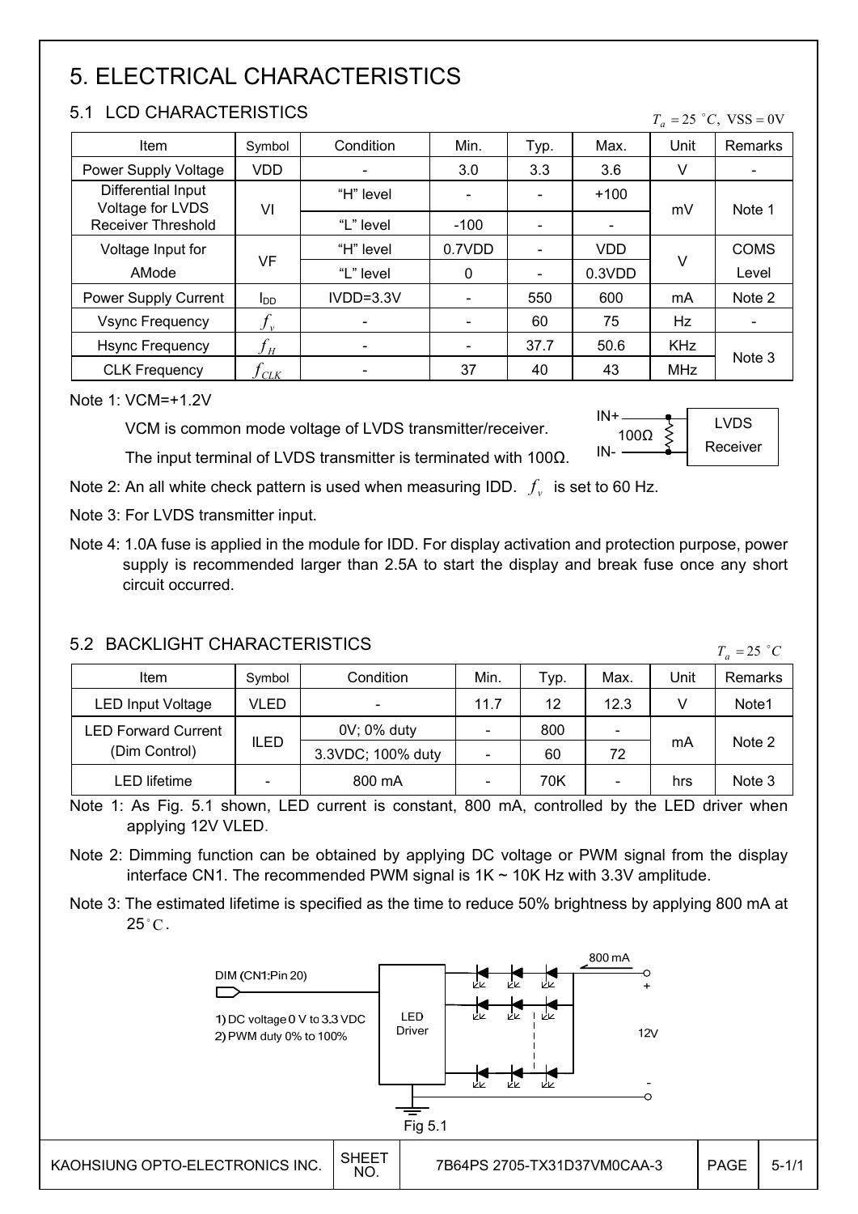# 5. ELECTRICAL CHARACTERISTICS

## 5.1 LCD CHARACTERISTICS

$T_a = 25\ ^\circ C,\ VSS = 0V$

| Item | Symbol | Condition | Min. | Typ. | Max. | Unit | Remarks |
|---|---|---|---|---|---|---|---|
| Power Supply Voltage | VDD | - | 3.0 | 3.3 | 3.6 | V | - |
| Differential Input Voltage for LVDS Receiver Threshold | VI | "H" level | - | - | +100 | mV | Note 1 |
| | | "L" level | -100 | - | - | | |
| Voltage Input for AMode | VF | "H" level | 0.7VDD | - | VDD | V | COMS Level |
| | | "L" level | 0 | - | 0.3VDD | | |
| Power Supply Current | $I_{DD}$ | IVDD=3.3V | - | 550 | 600 | mA | Note 2 |
| Vsync Frequency | $f_v$ | - | - | 60 | 75 | Hz | - |
| Hsync Frequency | $f_H$ | - | - | 37.7 | 50.6 | KHz | Note 3 |
| CLK Frequency | $f_{CLK}$ | - | 37 | 40 | 43 | MHz | |

Note 1: VCM=+1.2V

VCM is common mode voltage of LVDS transmitter/receiver.

The input terminal of LVDS transmitter is terminated with 100Ω.

IN+ / IN- — 100Ω — LVDS Receiver

Note 2: An all white check pattern is used when measuring IDD. $f_v$ is set to 60 Hz.

Note 3: For LVDS transmitter input.

Note 4: 1.0A fuse is applied in the module for IDD. For display activation and protection purpose, power supply is recommended larger than 2.5A to start the display and break fuse once any short circuit occurred.

## 5.2 BACKLIGHT CHARACTERISTICS

$T_a = 25\ ^\circ C$

| Item | Symbol | Condition | Min. | Typ. | Max. | Unit | Remarks |
|---|---|---|---|---|---|---|---|
| LED Input Voltage | VLED | - | 11.7 | 12 | 12.3 | V | Note1 |
| LED Forward Current (Dim Control) | ILED | 0V; 0% duty | - | 800 | - | mA | Note 2 |
| | | 3.3VDC; 100% duty | - | 60 | 72 | | |
| LED lifetime | - | 800 mA | - | 70K | - | hrs | Note 3 |

Note 1: As Fig. 5.1 shown, LED current is constant, 800 mA, controlled by the LED driver when applying 12V VLED.

Note 2: Dimming function can be obtained by applying DC voltage or PWM signal from the display interface CN1. The recommended PWM signal is 1K ~ 10K Hz with 3.3V amplitude.

Note 3: The estimated lifetime is specified as the time to reduce 50% brightness by applying 800 mA at 25°C.

DIM (CN1:Pin 20)
1) DC voltage 0 V to 3.3 VDC
2) PWM duty 0% to 100%

LED Driver — 800 mA — + 12V -

Fig 5.1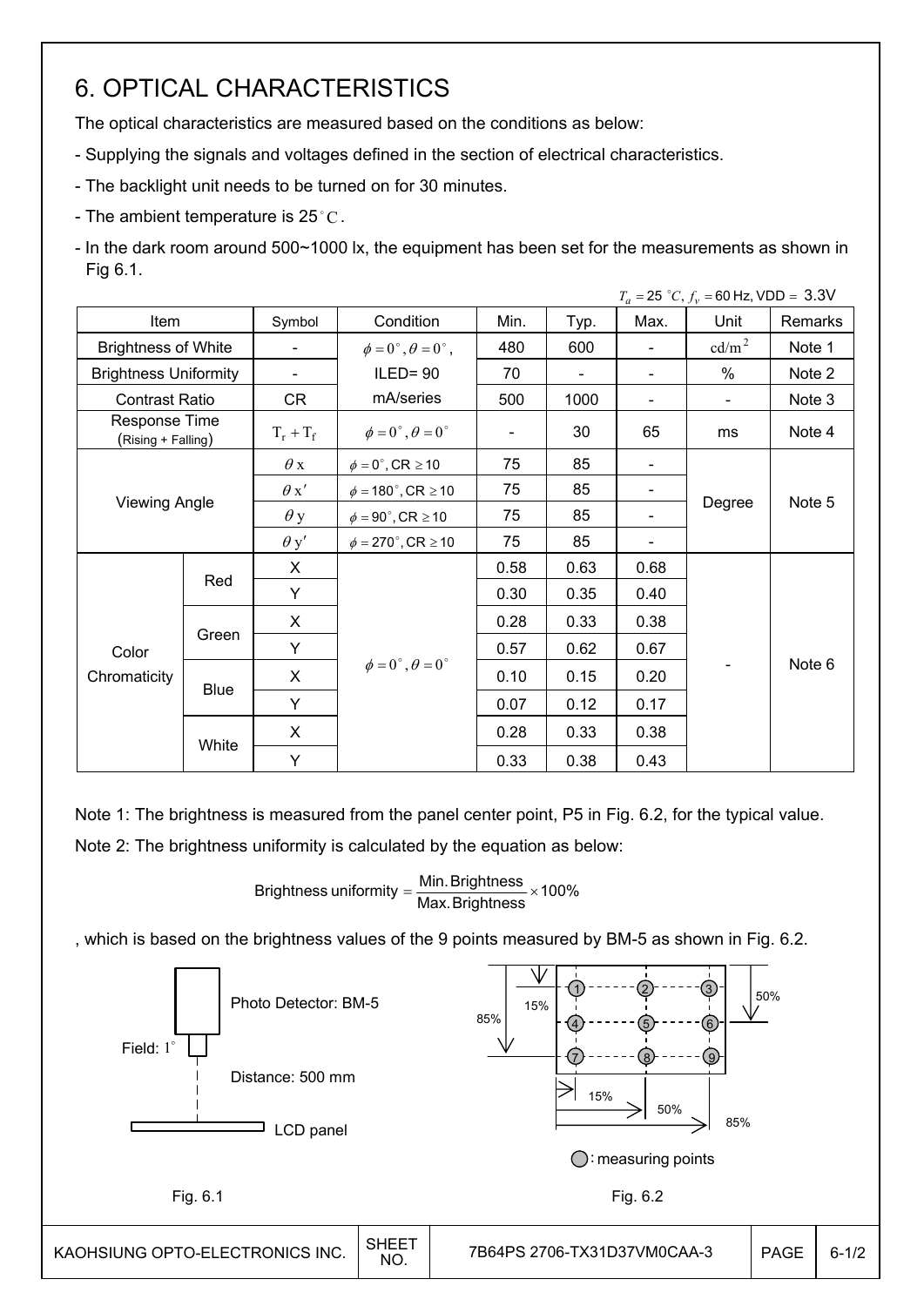# 6. OPTICAL CHARACTERISTICS

The optical characteristics are measured based on the conditions as below:

- Supplying the signals and voltages defined in the section of electrical characteristics.
- The backlight unit needs to be turned on for 30 minutes.
- The ambient temperature is 25°C.
- In the dark room around 500~1000 lx, the equipment has been set for the measurements as shown in Fig 6.1.

$T_a = 25\ ^\circ C,\ f_v = 60$ Hz, VDD = 3.3V

| Item | | Symbol | Condition | Min. | Typ. | Max. | Unit | Remarks |
|---|---|---|---|---|---|---|---|---|
| Brightness of White | | - | $\phi = 0^\circ, \theta = 0^\circ$, ILED= 90 mA/series | 480 | 600 | - | $cd/m^2$ | Note 1 |
| Brightness Uniformity | | - | | 70 | - | - | % | Note 2 |
| Contrast Ratio | | CR | | 500 | 1000 | - | - | Note 3 |
| Response Time (Rising + Falling) | | $T_r + T_f$ | $\phi = 0^\circ, \theta = 0^\circ$ | - | 30 | 65 | ms | Note 4 |
| Viewing Angle | | $\theta x$ | $\phi = 0^\circ$, CR ≥ 10 | 75 | 85 | - | Degree | Note 5 |
| | | $\theta x'$ | $\phi = 180^\circ$, CR ≥ 10 | 75 | 85 | - | | |
| | | $\theta y$ | $\phi = 90^\circ$, CR ≥ 10 | 75 | 85 | - | | |
| | | $\theta y'$ | $\phi = 270^\circ$, CR ≥ 10 | 75 | 85 | - | | |
| Color Chromaticity | Red | X | $\phi = 0^\circ, \theta = 0^\circ$ | 0.58 | 0.63 | 0.68 | - | Note 6 |
| | | Y | | 0.30 | 0.35 | 0.40 | | |
| | Green | X | | 0.28 | 0.33 | 0.38 | | |
| | | Y | | 0.57 | 0.62 | 0.67 | | |
| | Blue | X | | 0.10 | 0.15 | 0.20 | | |
| | | Y | | 0.07 | 0.12 | 0.17 | | |
| | White | X | | 0.28 | 0.33 | 0.38 | | |
| | | Y | | 0.33 | 0.38 | 0.43 | | |

Note 1: The brightness is measured from the panel center point, P5 in Fig. 6.2, for the typical value.

Note 2: The brightness uniformity is calculated by the equation as below:

$$\text{Brightness uniformity} = \frac{\text{Min. Brightness}}{\text{Max. Brightness}} \times 100\%$$

, which is based on the brightness values of the 9 points measured by BM-5 as shown in Fig. 6.2.

Photo Detector: BM-5

Field: 1°

Distance: 500 mm

LCD panel

Fig. 6.1

15% 50% 85%

15% 50% 85%

1 2 3 4 5 6 7 8 9

○: measuring points

Fig. 6.2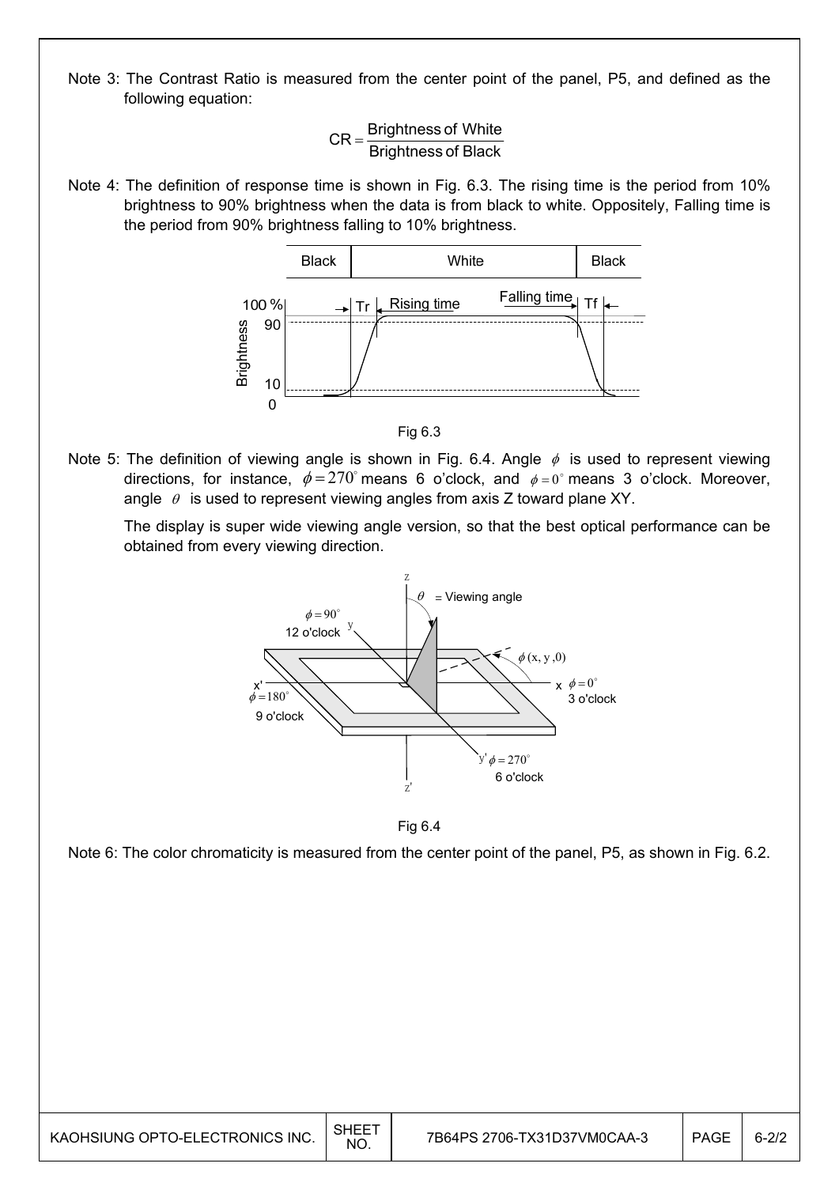Note 3: The Contrast Ratio is measured from the center point of the panel, P5, and defined as the following equation:

$$CR = \frac{\text{Brightness of White}}{\text{Brightness of Black}}$$

Note 4: The definition of response time is shown in Fig. 6.3. The rising time is the period from 10% brightness to 90% brightness when the data is from black to white. Oppositely, Falling time is the period from 90% brightness falling to 10% brightness.

Fig 6.3

Note 5: The definition of viewing angle is shown in Fig. 6.4. Angle $\phi$ is used to represent viewing directions, for instance, $\phi = 270^\circ$ means 6 o'clock, and $\phi = 0^\circ$ means 3 o'clock. Moreover, angle $\theta$ is used to represent viewing angles from axis Z toward plane XY.

The display is super wide viewing angle version, so that the best optical performance can be obtained from every viewing direction.

Fig 6.4

Note 6: The color chromaticity is measured from the center point of the panel, P5, as shown in Fig. 6.2.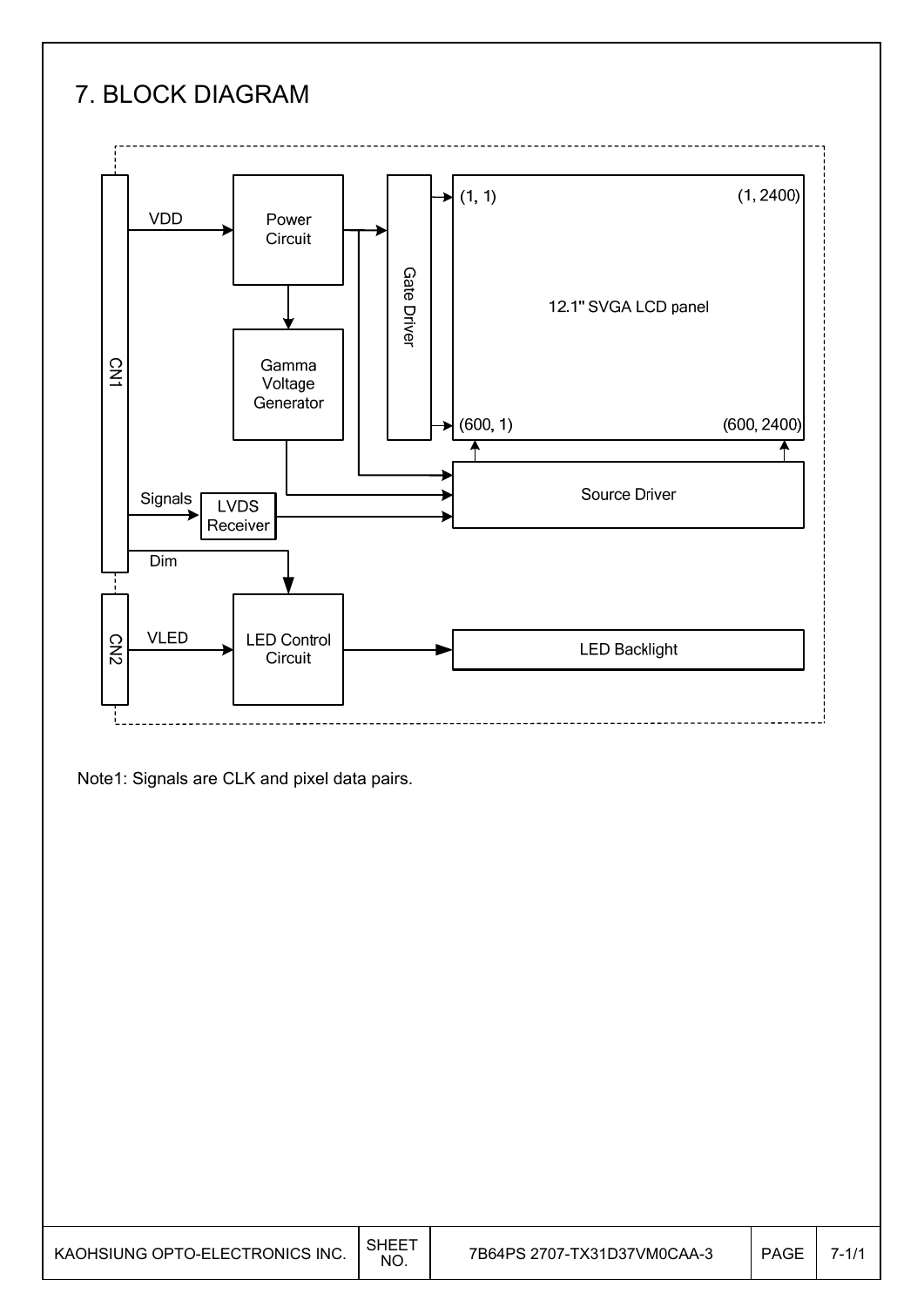# 7. BLOCK DIAGRAM

Note1: Signals are CLK and pixel data pairs.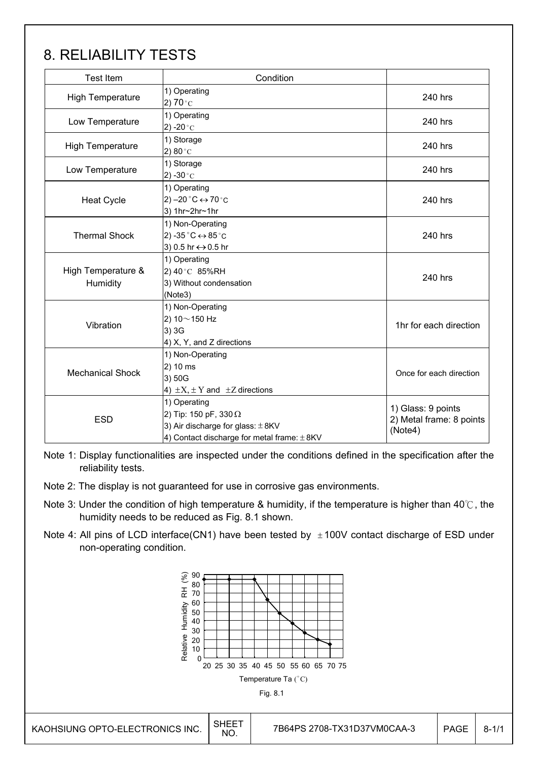# 8. RELIABILITY TESTS

| Test Item | Condition | |
|---|---|---|
| High Temperature | 1) Operating<br>2) 70°C | 240 hrs |
| Low Temperature | 1) Operating<br>2) -20°C | 240 hrs |
| High Temperature | 1) Storage<br>2) 80°C | 240 hrs |
| Low Temperature | 1) Storage<br>2) -30°C | 240 hrs |
| Heat Cycle | 1) Operating<br>2) –20°C ↔ 70°C<br>3) 1hr~2hr~1hr | 240 hrs |
| Thermal Shock | 1) Non-Operating<br>2) -35°C ↔ 85°C<br>3) 0.5 hr ↔ 0.5 hr | 240 hrs |
| High Temperature & Humidity | 1) Operating<br>2) 40°C 85%RH<br>3) Without condensation<br>(Note3) | 240 hrs |
| Vibration | 1) Non-Operating<br>2) 10～150 Hz<br>3) 3G<br>4) X, Y, and Z directions | 1hr for each direction |
| Mechanical Shock | 1) Non-Operating<br>2) 10 ms<br>3) 50G<br>4) ±X, ±Y and ±Z directions | Once for each direction |
| ESD | 1) Operating<br>2) Tip: 150 pF, 330Ω<br>3) Air discharge for glass: ±8KV<br>4) Contact discharge for metal frame: ±8KV | 1) Glass: 9 points<br>2) Metal frame: 8 points<br>(Note4) |

Note 1: Display functionalities are inspected under the conditions defined in the specification after the reliability tests.

Note 2: The display is not guaranteed for use in corrosive gas environments.

Note 3: Under the condition of high temperature & humidity, if the temperature is higher than 40℃, the humidity needs to be reduced as Fig. 8.1 shown.

Note 4: All pins of LCD interface(CN1) have been tested by ±100V contact discharge of ESD under non-operating condition.

Fig. 8.1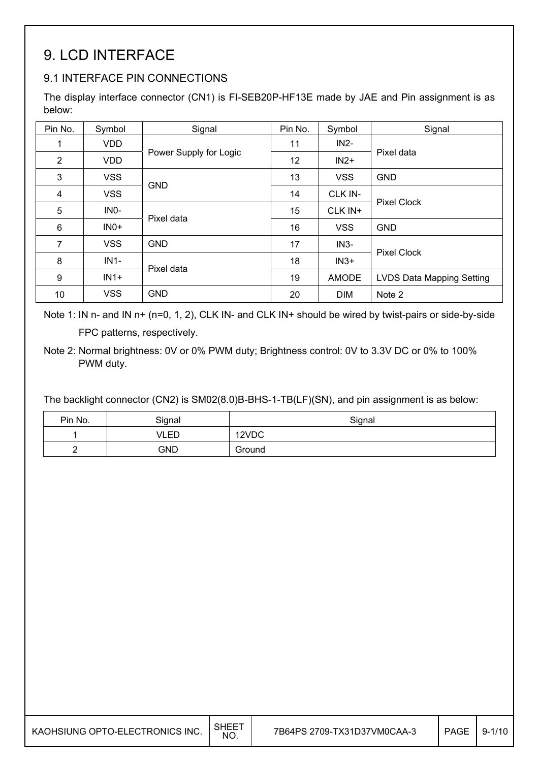# 9. LCD INTERFACE

## 9.1 INTERFACE PIN CONNECTIONS

The display interface connector (CN1) is FI-SEB20P-HF13E made by JAE and Pin assignment is as below:

| Pin No. | Symbol | Signal | Pin No. | Symbol | Signal |
|---|---|---|---|---|---|
| 1 | VDD | Power Supply for Logic | 11 | IN2- | Pixel data |
| 2 | VDD | | 12 | IN2+ | |
| 3 | VSS | GND | 13 | VSS | GND |
| 4 | VSS | | 14 | CLK IN- | Pixel Clock |
| 5 | IN0- | Pixel data | 15 | CLK IN+ | |
| 6 | IN0+ | | 16 | VSS | GND |
| 7 | VSS | GND | 17 | IN3- | Pixel Clock |
| 8 | IN1- | Pixel data | 18 | IN3+ | |
| 9 | IN1+ | | 19 | AMODE | LVDS Data Mapping Setting |
| 10 | VSS | GND | 20 | DIM | Note 2 |

Note 1: IN n- and IN n+ (n=0, 1, 2), CLK IN- and CLK IN+ should be wired by twist-pairs or side-by-side FPC patterns, respectively.

Note 2: Normal brightness: 0V or 0% PWM duty; Brightness control: 0V to 3.3V DC or 0% to 100% PWM duty.

The backlight connector (CN2) is SM02(8.0)B-BHS-1-TB(LF)(SN), and pin assignment is as below:

| Pin No. | Signal | Signal |
|---|---|---|
| 1 | VLED | 12VDC |
| 2 | GND | Ground |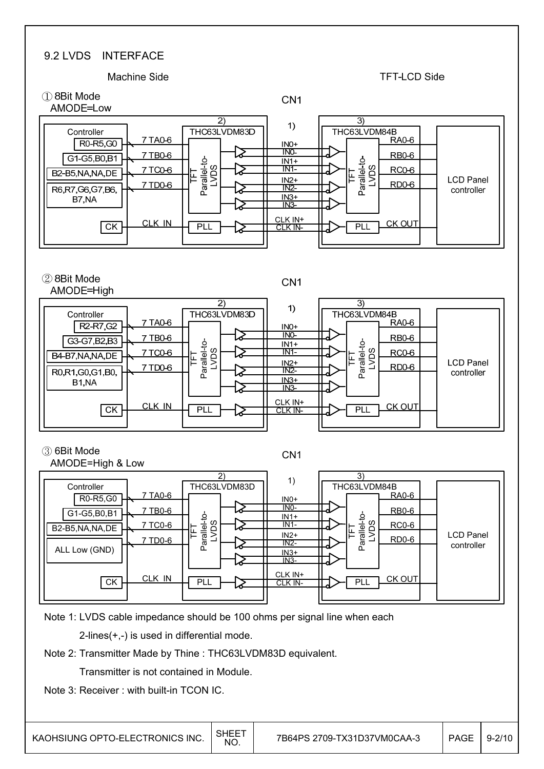## 9.2 LVDS INTERFACE

Machine Side — TFT-LCD Side

① 8Bit Mode
AMODE=Low

CN1

| Controller | Signal | 2) THC63LVDM83D | 1) | 3) THC63LVDM84B | Output |
|---|---|---|---|---|---|
| R0-R5,G0 | 7 TA0-6 | TFT Parallel-to-LVDS | IN0+ / IN0- | TFT Parallel-to-LVDS | RA0-6 |
| G1-G5,B0,B1 | 7 TB0-6 | | IN1+ / IN1- | | RB0-6 |
| B2-B5,NA,NA,DE | 7 TC0-6 | | IN2+ / IN2- | | RC0-6 |
| R6,R7,G6,G7,B6,B7,NA | 7 TD0-6 | | IN3+ / IN3- | | RD0-6 |
| CK | CLK IN | PLL | CLK IN+ / CLK IN- | PLL | CK OUT |

Outputs go to LCD Panel controller.

② 8Bit Mode
AMODE=High

CN1

| Controller | Signal | 2) THC63LVDM83D | 1) | 3) THC63LVDM84B | Output |
|---|---|---|---|---|---|
| R2-R7,G2 | 7 TA0-6 | TFT Parallel-to-LVDS | IN0+ / IN0- | TFT Parallel-to-LVDS | RA0-6 |
| G3-G7,B2,B3 | 7 TB0-6 | | IN1+ / IN1- | | RB0-6 |
| B4-B7,NA,NA,DE | 7 TC0-6 | | IN2+ / IN2- | | RC0-6 |
| R0,R1,G0,G1,B0,B1,NA | 7 TD0-6 | | IN3+ / IN3- | | RD0-6 |
| CK | CLK IN | PLL | CLK IN+ / CLK IN- | PLL | CK OUT |

Outputs go to LCD Panel controller.

③ 6Bit Mode
AMODE=High & Low

CN1

| Controller | Signal | 2) THC63LVDM83D | 1) | 3) THC63LVDM84B | Output |
|---|---|---|---|---|---|
| R0-R5,G0 | 7 TA0-6 | TFT Parallel-to-LVDS | IN0+ / IN0- | TFT Parallel-to-LVDS | RA0-6 |
| G1-G5,B0,B1 | 7 TB0-6 | | IN1+ / IN1- | | RB0-6 |
| B2-B5,NA,NA,DE | 7 TC0-6 | | IN2+ / IN2- | | RC0-6 |
| ALL Low (GND) | 7 TD0-6 | | IN3+ / IN3- | | RD0-6 |
| CK | CLK IN | PLL | CLK IN+ / CLK IN- | PLL | CK OUT |

Outputs go to LCD Panel controller.

Note 1: LVDS cable impedance should be 100 ohms per signal line when each 2-lines(+,-) is used in differential mode.

Note 2: Transmitter Made by Thine : THC63LVDM83D equivalent.
Transmitter is not contained in Module.

Note 3: Receiver : with built-in TCON IC.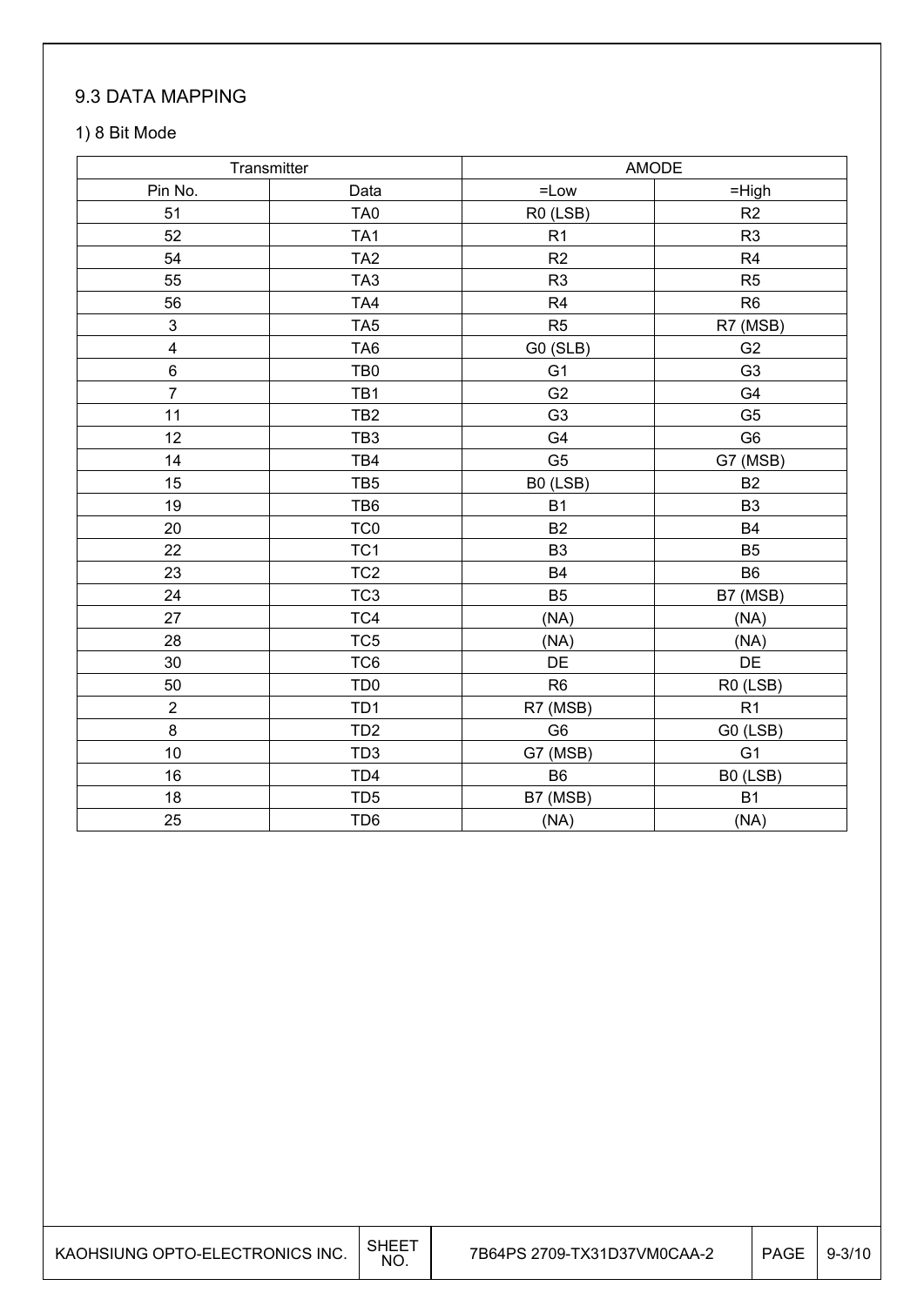## 9.3 DATA MAPPING

### 1) 8 Bit Mode

| Transmitter | | AMODE | |
|---|---|---|---|
| Pin No. | Data | =Low | =High |
| 51 | TA0 | R0 (LSB) | R2 |
| 52 | TA1 | R1 | R3 |
| 54 | TA2 | R2 | R4 |
| 55 | TA3 | R3 | R5 |
| 56 | TA4 | R4 | R6 |
| 3 | TA5 | R5 | R7 (MSB) |
| 4 | TA6 | G0 (SLB) | G2 |
| 6 | TB0 | G1 | G3 |
| 7 | TB1 | G2 | G4 |
| 11 | TB2 | G3 | G5 |
| 12 | TB3 | G4 | G6 |
| 14 | TB4 | G5 | G7 (MSB) |
| 15 | TB5 | B0 (LSB) | B2 |
| 19 | TB6 | B1 | B3 |
| 20 | TC0 | B2 | B4 |
| 22 | TC1 | B3 | B5 |
| 23 | TC2 | B4 | B6 |
| 24 | TC3 | B5 | B7 (MSB) |
| 27 | TC4 | (NA) | (NA) |
| 28 | TC5 | (NA) | (NA) |
| 30 | TC6 | DE | DE |
| 50 | TD0 | R6 | R0 (LSB) |
| 2 | TD1 | R7 (MSB) | R1 |
| 8 | TD2 | G6 | G0 (LSB) |
| 10 | TD3 | G7 (MSB) | G1 |
| 16 | TD4 | B6 | B0 (LSB) |
| 18 | TD5 | B7 (MSB) | B1 |
| 25 | TD6 | (NA) | (NA) |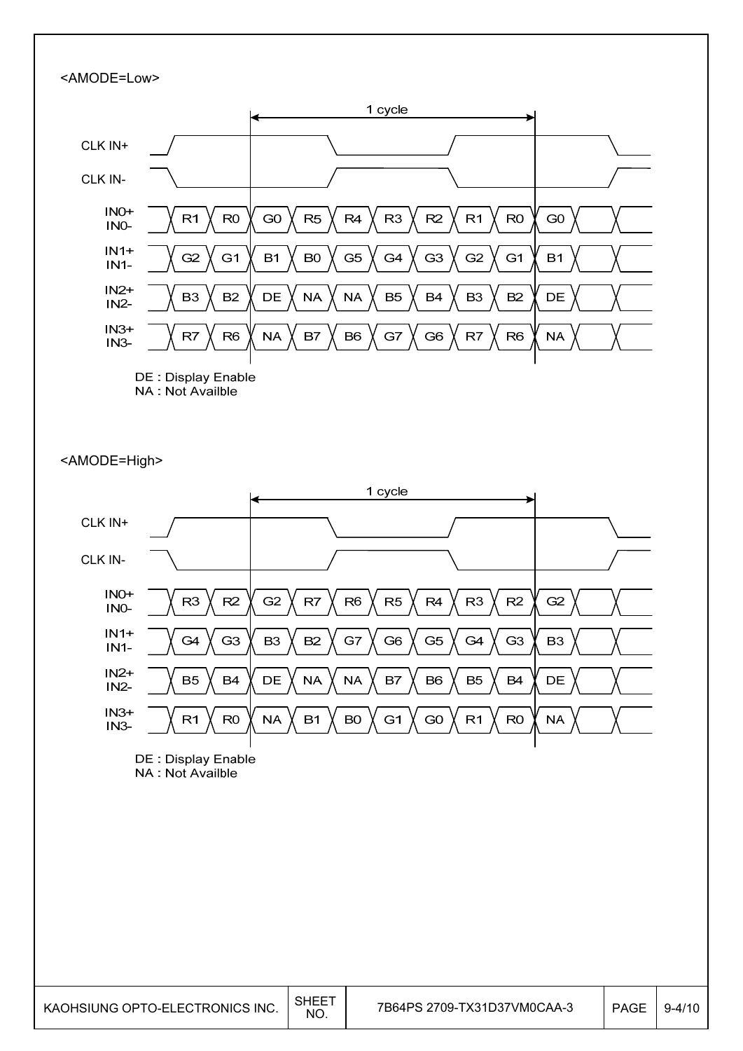<AMODE=Low>

1 cycle

CLK IN+

CLK IN-

| Signal | | | | | | | | | | |
|---|---|---|---|---|---|---|---|---|---|---|
| IN0+ IN0- | R1 | R0 | G0 | R5 | R4 | R3 | R2 | R1 | R0 | G0 |
| IN1+ IN1- | G2 | G1 | B1 | B0 | G5 | G4 | G3 | G2 | G1 | B1 |
| IN2+ IN2- | B3 | B2 | DE | NA | NA | B5 | B4 | B3 | B2 | DE |
| IN3+ IN3- | R7 | R6 | NA | B7 | B6 | G7 | G6 | R7 | R6 | NA |

DE : Display Enable
NA : Not Availble

<AMODE=High>

1 cycle

CLK IN+

CLK IN-

| Signal | | | | | | | | | | |
|---|---|---|---|---|---|---|---|---|---|---|
| IN0+ IN0- | R3 | R2 | G2 | R7 | R6 | R5 | R4 | R3 | R2 | G2 |
| IN1+ IN1- | G4 | G3 | B3 | B2 | G7 | G6 | G5 | G4 | G3 | B3 |
| IN2+ IN2- | B5 | B4 | DE | NA | NA | B7 | B6 | B5 | B4 | DE |
| IN3+ IN3- | R1 | R0 | NA | B1 | B0 | G1 | G0 | R1 | R0 | NA |

DE : Display Enable
NA : Not Availble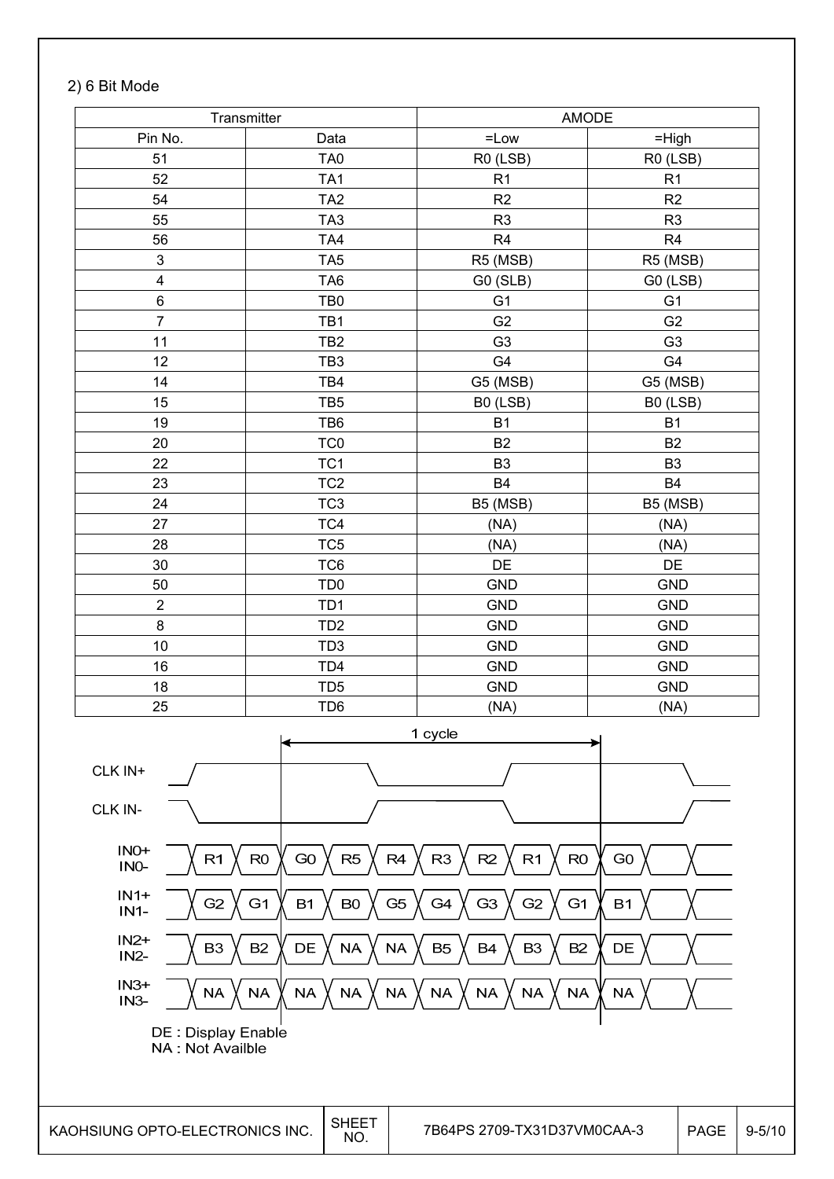2) 6 Bit Mode

| Transmitter | | AMODE | |
|---|---|---|---|
| Pin No. | Data | =Low | =High |
| 51 | TA0 | R0 (LSB) | R0 (LSB) |
| 52 | TA1 | R1 | R1 |
| 54 | TA2 | R2 | R2 |
| 55 | TA3 | R3 | R3 |
| 56 | TA4 | R4 | R4 |
| 3 | TA5 | R5 (MSB) | R5 (MSB) |
| 4 | TA6 | G0 (SLB) | G0 (LSB) |
| 6 | TB0 | G1 | G1 |
| 7 | TB1 | G2 | G2 |
| 11 | TB2 | G3 | G3 |
| 12 | TB3 | G4 | G4 |
| 14 | TB4 | G5 (MSB) | G5 (MSB) |
| 15 | TB5 | B0 (LSB) | B0 (LSB) |
| 19 | TB6 | B1 | B1 |
| 20 | TC0 | B2 | B2 |
| 22 | TC1 | B3 | B3 |
| 23 | TC2 | B4 | B4 |
| 24 | TC3 | B5 (MSB) | B5 (MSB) |
| 27 | TC4 | (NA) | (NA) |
| 28 | TC5 | (NA) | (NA) |
| 30 | TC6 | DE | DE |
| 50 | TD0 | GND | GND |
| 2 | TD1 | GND | GND |
| 8 | TD2 | GND | GND |
| 10 | TD3 | GND | GND |
| 16 | TD4 | GND | GND |
| 18 | TD5 | GND | GND |
| 25 | TD6 | (NA) | (NA) |

1 cycle

| Signal | | | | | | | | | | |
|---|---|---|---|---|---|---|---|---|---|---|
| IN0+ / IN0- | R1 | R0 | G0 | R5 | R4 | R3 | R2 | R1 | R0 | G0 |
| IN1+ / IN1- | G2 | G1 | B1 | B0 | G5 | G4 | G3 | G2 | G1 | B1 |
| IN2+ / IN2- | B3 | B2 | DE | NA | NA | B5 | B4 | B3 | B2 | DE |
| IN3+ / IN3- | NA | NA | NA | NA | NA | NA | NA | NA | NA | NA |

DE : Display Enable
NA : Not Availble

KAOHSIUNG OPTO-ELECTRONICS INC. | SHEET NO. 7B64PS 2709-TX31D37VM0CAA-3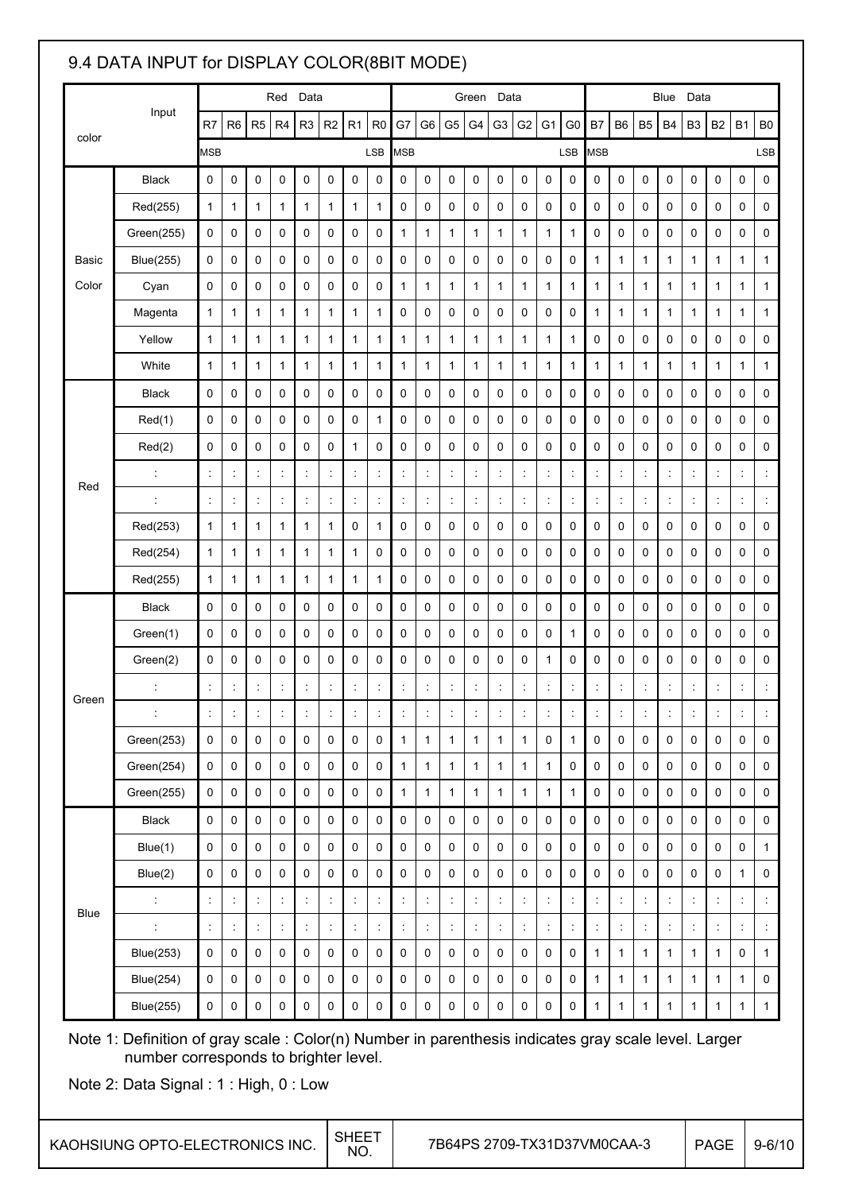## 9.4 DATA INPUT for DISPLAY COLOR(8BIT MODE)

| color | Input | Red Data | | | | | | | | Green Data | | | | | | | | Blue Data | | | | | | | |
|---|---|---|---|---|---|---|---|---|---|---|---|---|---|---|---|---|---|---|---|---|---|---|---|---|---|
| | | R7 | R6 | R5 | R4 | R3 | R2 | R1 | R0 | G7 | G6 | G5 | G4 | G3 | G2 | G1 | G0 | B7 | B6 | B5 | B4 | B3 | B2 | B1 | B0 |
| | | MSB | | | | | | | LSB | MSB | | | | | | | LSB | MSB | | | | | | | LSB |
| Basic Color | Black | 0 | 0 | 0 | 0 | 0 | 0 | 0 | 0 | 0 | 0 | 0 | 0 | 0 | 0 | 0 | 0 | 0 | 0 | 0 | 0 | 0 | 0 | 0 | 0 |
| | Red(255) | 1 | 1 | 1 | 1 | 1 | 1 | 1 | 1 | 0 | 0 | 0 | 0 | 0 | 0 | 0 | 0 | 0 | 0 | 0 | 0 | 0 | 0 | 0 | 0 |
| | Green(255) | 0 | 0 | 0 | 0 | 0 | 0 | 0 | 0 | 1 | 1 | 1 | 1 | 1 | 1 | 1 | 1 | 0 | 0 | 0 | 0 | 0 | 0 | 0 | 0 |
| | Blue(255) | 0 | 0 | 0 | 0 | 0 | 0 | 0 | 0 | 0 | 0 | 0 | 0 | 0 | 0 | 0 | 0 | 1 | 1 | 1 | 1 | 1 | 1 | 1 | 1 |
| | Cyan | 0 | 0 | 0 | 0 | 0 | 0 | 0 | 0 | 1 | 1 | 1 | 1 | 1 | 1 | 1 | 1 | 1 | 1 | 1 | 1 | 1 | 1 | 1 | 1 |
| | Magenta | 1 | 1 | 1 | 1 | 1 | 1 | 1 | 1 | 0 | 0 | 0 | 0 | 0 | 0 | 0 | 0 | 1 | 1 | 1 | 1 | 1 | 1 | 1 | 1 |
| | Yellow | 1 | 1 | 1 | 1 | 1 | 1 | 1 | 1 | 1 | 1 | 1 | 1 | 1 | 1 | 1 | 1 | 0 | 0 | 0 | 0 | 0 | 0 | 0 | 0 |
| | White | 1 | 1 | 1 | 1 | 1 | 1 | 1 | 1 | 1 | 1 | 1 | 1 | 1 | 1 | 1 | 1 | 1 | 1 | 1 | 1 | 1 | 1 | 1 | 1 |
| Red | Black | 0 | 0 | 0 | 0 | 0 | 0 | 0 | 0 | 0 | 0 | 0 | 0 | 0 | 0 | 0 | 0 | 0 | 0 | 0 | 0 | 0 | 0 | 0 | 0 |
| | Red(1) | 0 | 0 | 0 | 0 | 0 | 0 | 0 | 1 | 0 | 0 | 0 | 0 | 0 | 0 | 0 | 0 | 0 | 0 | 0 | 0 | 0 | 0 | 0 | 0 |
| | Red(2) | 0 | 0 | 0 | 0 | 0 | 0 | 1 | 0 | 0 | 0 | 0 | 0 | 0 | 0 | 0 | 0 | 0 | 0 | 0 | 0 | 0 | 0 | 0 | 0 |
| | : | : | : | : | : | : | : | : | : | : | : | : | : | : | : | : | : | : | : | : | : | : | : | : | : |
| | : | : | : | : | : | : | : | : | : | : | : | : | : | : | : | : | : | : | : | : | : | : | : | : | : |
| | Red(253) | 1 | 1 | 1 | 1 | 1 | 1 | 0 | 1 | 0 | 0 | 0 | 0 | 0 | 0 | 0 | 0 | 0 | 0 | 0 | 0 | 0 | 0 | 0 | 0 |
| | Red(254) | 1 | 1 | 1 | 1 | 1 | 1 | 1 | 0 | 0 | 0 | 0 | 0 | 0 | 0 | 0 | 0 | 0 | 0 | 0 | 0 | 0 | 0 | 0 | 0 |
| | Red(255) | 1 | 1 | 1 | 1 | 1 | 1 | 1 | 1 | 0 | 0 | 0 | 0 | 0 | 0 | 0 | 0 | 0 | 0 | 0 | 0 | 0 | 0 | 0 | 0 |
| Green | Black | 0 | 0 | 0 | 0 | 0 | 0 | 0 | 0 | 0 | 0 | 0 | 0 | 0 | 0 | 0 | 0 | 0 | 0 | 0 | 0 | 0 | 0 | 0 | 0 |
| | Green(1) | 0 | 0 | 0 | 0 | 0 | 0 | 0 | 0 | 0 | 0 | 0 | 0 | 0 | 0 | 0 | 1 | 0 | 0 | 0 | 0 | 0 | 0 | 0 | 0 |
| | Green(2) | 0 | 0 | 0 | 0 | 0 | 0 | 0 | 0 | 0 | 0 | 0 | 0 | 0 | 0 | 1 | 0 | 0 | 0 | 0 | 0 | 0 | 0 | 0 | 0 |
| | : | : | : | : | : | : | : | : | : | : | : | : | : | : | : | : | : | : | : | : | : | : | : | : | : |
| | : | : | : | : | : | : | : | : | : | : | : | : | : | : | : | : | : | : | : | : | : | : | : | : | : |
| | Green(253) | 0 | 0 | 0 | 0 | 0 | 0 | 0 | 0 | 1 | 1 | 1 | 1 | 1 | 1 | 0 | 1 | 0 | 0 | 0 | 0 | 0 | 0 | 0 | 0 |
| | Green(254) | 0 | 0 | 0 | 0 | 0 | 0 | 0 | 0 | 1 | 1 | 1 | 1 | 1 | 1 | 1 | 0 | 0 | 0 | 0 | 0 | 0 | 0 | 0 | 0 |
| | Green(255) | 0 | 0 | 0 | 0 | 0 | 0 | 0 | 0 | 1 | 1 | 1 | 1 | 1 | 1 | 1 | 1 | 0 | 0 | 0 | 0 | 0 | 0 | 0 | 0 |
| Blue | Black | 0 | 0 | 0 | 0 | 0 | 0 | 0 | 0 | 0 | 0 | 0 | 0 | 0 | 0 | 0 | 0 | 0 | 0 | 0 | 0 | 0 | 0 | 0 | 0 |
| | Blue(1) | 0 | 0 | 0 | 0 | 0 | 0 | 0 | 0 | 0 | 0 | 0 | 0 | 0 | 0 | 0 | 0 | 0 | 0 | 0 | 0 | 0 | 0 | 0 | 1 |
| | Blue(2) | 0 | 0 | 0 | 0 | 0 | 0 | 0 | 0 | 0 | 0 | 0 | 0 | 0 | 0 | 0 | 0 | 0 | 0 | 0 | 0 | 0 | 0 | 1 | 0 |
| | : | : | : | : | : | : | : | : | : | : | : | : | : | : | : | : | : | : | : | : | : | : | : | : | : |
| | : | : | : | : | : | : | : | : | : | : | : | : | : | : | : | : | : | : | : | : | : | : | : | : | : |
| | Blue(253) | 0 | 0 | 0 | 0 | 0 | 0 | 0 | 0 | 0 | 0 | 0 | 0 | 0 | 0 | 0 | 0 | 1 | 1 | 1 | 1 | 1 | 1 | 0 | 1 |
| | Blue(254) | 0 | 0 | 0 | 0 | 0 | 0 | 0 | 0 | 0 | 0 | 0 | 0 | 0 | 0 | 0 | 0 | 1 | 1 | 1 | 1 | 1 | 1 | 1 | 0 |
| | Blue(255) | 0 | 0 | 0 | 0 | 0 | 0 | 0 | 0 | 0 | 0 | 0 | 0 | 0 | 0 | 0 | 0 | 1 | 1 | 1 | 1 | 1 | 1 | 1 | 1 |

Note 1: Definition of gray scale : Color(n) Number in parenthesis indicates gray scale level. Larger number corresponds to brighter level.

Note 2: Data Signal : 1 : High, 0 : Low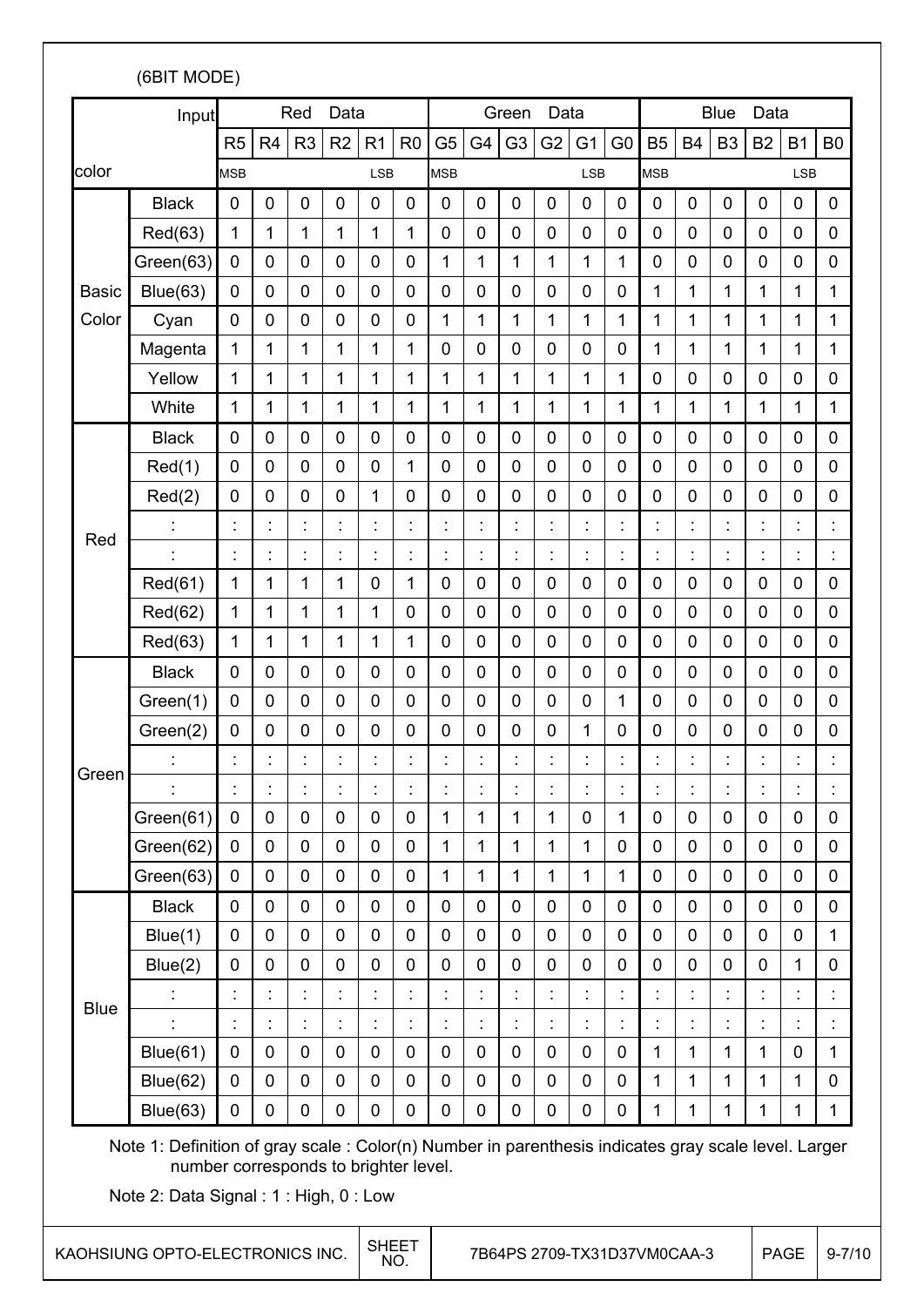(6BIT MODE)

| color | Input | Red Data | | | | | | Green Data | | | | | | Blue Data | | | | | |
|---|---|---|---|---|---|---|---|---|---|---|---|---|---|---|---|---|---|---|---|
| | | R5 | R4 | R3 | R2 | R1 | R0 | G5 | G4 | G3 | G2 | G1 | G0 | B5 | B4 | B3 | B2 | B1 | B0 |
| | | MSB | | | | LSB | | MSB | | | | LSB | | MSB | | | | LSB | |
| Basic Color | Black | 0 | 0 | 0 | 0 | 0 | 0 | 0 | 0 | 0 | 0 | 0 | 0 | 0 | 0 | 0 | 0 | 0 | 0 |
| | Red(63) | 1 | 1 | 1 | 1 | 1 | 1 | 0 | 0 | 0 | 0 | 0 | 0 | 0 | 0 | 0 | 0 | 0 | 0 |
| | Green(63) | 0 | 0 | 0 | 0 | 0 | 0 | 1 | 1 | 1 | 1 | 1 | 1 | 0 | 0 | 0 | 0 | 0 | 0 |
| | Blue(63) | 0 | 0 | 0 | 0 | 0 | 0 | 0 | 0 | 0 | 0 | 0 | 0 | 1 | 1 | 1 | 1 | 1 | 1 |
| | Cyan | 0 | 0 | 0 | 0 | 0 | 0 | 1 | 1 | 1 | 1 | 1 | 1 | 1 | 1 | 1 | 1 | 1 | 1 |
| | Magenta | 1 | 1 | 1 | 1 | 1 | 1 | 0 | 0 | 0 | 0 | 0 | 0 | 1 | 1 | 1 | 1 | 1 | 1 |
| | Yellow | 1 | 1 | 1 | 1 | 1 | 1 | 1 | 1 | 1 | 1 | 1 | 1 | 0 | 0 | 0 | 0 | 0 | 0 |
| | White | 1 | 1 | 1 | 1 | 1 | 1 | 1 | 1 | 1 | 1 | 1 | 1 | 1 | 1 | 1 | 1 | 1 | 1 |
| Red | Black | 0 | 0 | 0 | 0 | 0 | 0 | 0 | 0 | 0 | 0 | 0 | 0 | 0 | 0 | 0 | 0 | 0 | 0 |
| | Red(1) | 0 | 0 | 0 | 0 | 0 | 1 | 0 | 0 | 0 | 0 | 0 | 0 | 0 | 0 | 0 | 0 | 0 | 0 |
| | Red(2) | 0 | 0 | 0 | 0 | 1 | 0 | 0 | 0 | 0 | 0 | 0 | 0 | 0 | 0 | 0 | 0 | 0 | 0 |
| | : | : | : | : | : | : | : | : | : | : | : | : | : | : | : | : | : | : | : |
| | : | : | : | : | : | : | : | : | : | : | : | : | : | : | : | : | : | : | : |
| | Red(61) | 1 | 1 | 1 | 1 | 0 | 1 | 0 | 0 | 0 | 0 | 0 | 0 | 0 | 0 | 0 | 0 | 0 | 0 |
| | Red(62) | 1 | 1 | 1 | 1 | 1 | 0 | 0 | 0 | 0 | 0 | 0 | 0 | 0 | 0 | 0 | 0 | 0 | 0 |
| | Red(63) | 1 | 1 | 1 | 1 | 1 | 1 | 0 | 0 | 0 | 0 | 0 | 0 | 0 | 0 | 0 | 0 | 0 | 0 |
| Green | Black | 0 | 0 | 0 | 0 | 0 | 0 | 0 | 0 | 0 | 0 | 0 | 0 | 0 | 0 | 0 | 0 | 0 | 0 |
| | Green(1) | 0 | 0 | 0 | 0 | 0 | 0 | 0 | 0 | 0 | 0 | 0 | 1 | 0 | 0 | 0 | 0 | 0 | 0 |
| | Green(2) | 0 | 0 | 0 | 0 | 0 | 0 | 0 | 0 | 0 | 0 | 1 | 0 | 0 | 0 | 0 | 0 | 0 | 0 |
| | : | : | : | : | : | : | : | : | : | : | : | : | : | : | : | : | : | : | : |
| | : | : | : | : | : | : | : | : | : | : | : | : | : | : | : | : | : | : | : |
| | Green(61) | 0 | 0 | 0 | 0 | 0 | 0 | 1 | 1 | 1 | 1 | 0 | 1 | 0 | 0 | 0 | 0 | 0 | 0 |
| | Green(62) | 0 | 0 | 0 | 0 | 0 | 0 | 1 | 1 | 1 | 1 | 1 | 0 | 0 | 0 | 0 | 0 | 0 | 0 |
| | Green(63) | 0 | 0 | 0 | 0 | 0 | 0 | 1 | 1 | 1 | 1 | 1 | 1 | 0 | 0 | 0 | 0 | 0 | 0 |
| Blue | Black | 0 | 0 | 0 | 0 | 0 | 0 | 0 | 0 | 0 | 0 | 0 | 0 | 0 | 0 | 0 | 0 | 0 | 0 |
| | Blue(1) | 0 | 0 | 0 | 0 | 0 | 0 | 0 | 0 | 0 | 0 | 0 | 0 | 0 | 0 | 0 | 0 | 0 | 1 |
| | Blue(2) | 0 | 0 | 0 | 0 | 0 | 0 | 0 | 0 | 0 | 0 | 0 | 0 | 0 | 0 | 0 | 0 | 1 | 0 |
| | : | : | : | : | : | : | : | : | : | : | : | : | : | : | : | : | : | : | : |
| | : | : | : | : | : | : | : | : | : | : | : | : | : | : | : | : | : | : | : |
| | Blue(61) | 0 | 0 | 0 | 0 | 0 | 0 | 0 | 0 | 0 | 0 | 0 | 0 | 1 | 1 | 1 | 1 | 0 | 1 |
| | Blue(62) | 0 | 0 | 0 | 0 | 0 | 0 | 0 | 0 | 0 | 0 | 0 | 0 | 1 | 1 | 1 | 1 | 1 | 0 |
| | Blue(63) | 0 | 0 | 0 | 0 | 0 | 0 | 0 | 0 | 0 | 0 | 0 | 0 | 1 | 1 | 1 | 1 | 1 | 1 |

Note 1: Definition of gray scale : Color(n) Number in parenthesis indicates gray scale level. Larger number corresponds to brighter level.

Note 2: Data Signal : 1 : High, 0 : Low

| KAOHSIUNG OPTO-ELECTRONICS INC. | SHEET NO. | 7B64PS 2709-TX31D37VM0CAA-3 | PAGE | 9-7/10 |
|---|---|---|---|---|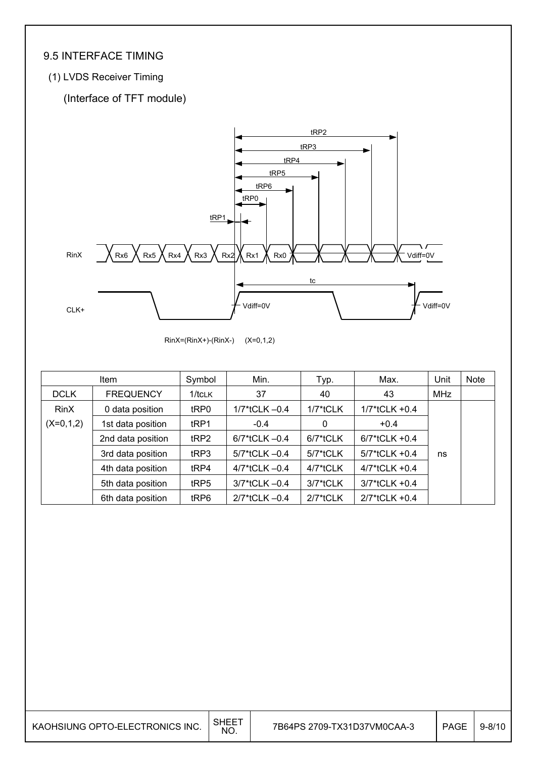## 9.5 INTERFACE TIMING

(1) LVDS Receiver Timing

(Interface of TFT module)

RinX=(RinX+)-(RinX-)    (X=0,1,2)

| Item | | Symbol | Min. | Typ. | Max. | Unit | Note |
|---|---|---|---|---|---|---|---|
| DCLK | FREQUENCY | 1/tCLK | 37 | 40 | 43 | MHz | |
| RinX (X=0,1,2) | 0 data position | tRP0 | 1/7*tCLK –0.4 | 1/7*tCLK | 1/7*tCLK +0.4 | ns | |
| | 1st data position | tRP1 | -0.4 | 0 | +0.4 | | |
| | 2nd data position | tRP2 | 6/7*tCLK –0.4 | 6/7*tCLK | 6/7*tCLK +0.4 | | |
| | 3rd data position | tRP3 | 5/7*tCLK –0.4 | 5/7*tCLK | 5/7*tCLK +0.4 | | |
| | 4th data position | tRP4 | 4/7*tCLK –0.4 | 4/7*tCLK | 4/7*tCLK +0.4 | | |
| | 5th data position | tRP5 | 3/7*tCLK –0.4 | 3/7*tCLK | 3/7*tCLK +0.4 | | |
| | 6th data position | tRP6 | 2/7*tCLK –0.4 | 2/7*tCLK | 2/7*tCLK +0.4 | | |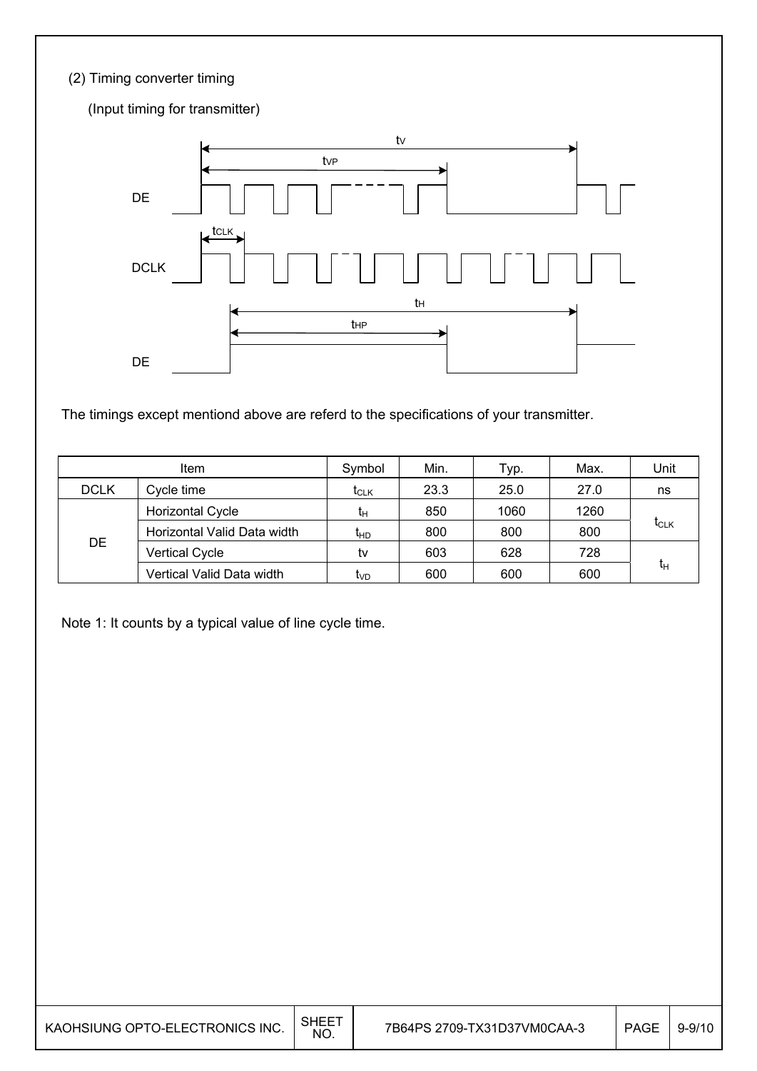(2) Timing converter timing

(Input timing for transmitter)

The timings except mentiond above are referd to the specifications of your transmitter.

| Item | | Symbol | Min. | Typ. | Max. | Unit |
|---|---|---|---|---|---|---|
| DCLK | Cycle time | $t_{CLK}$ | 23.3 | 25.0 | 27.0 | ns |
| DE | Horizontal Cycle | $t_H$ | 850 | 1060 | 1260 | $t_{CLK}$ |
| | Horizontal Valid Data width | $t_{HD}$ | 800 | 800 | 800 | |
| | Vertical Cycle | tv | 603 | 628 | 728 | $t_H$ |
| | Vertical Valid Data width | $t_{VD}$ | 600 | 600 | 600 | |

Note 1: It counts by a typical value of line cycle time.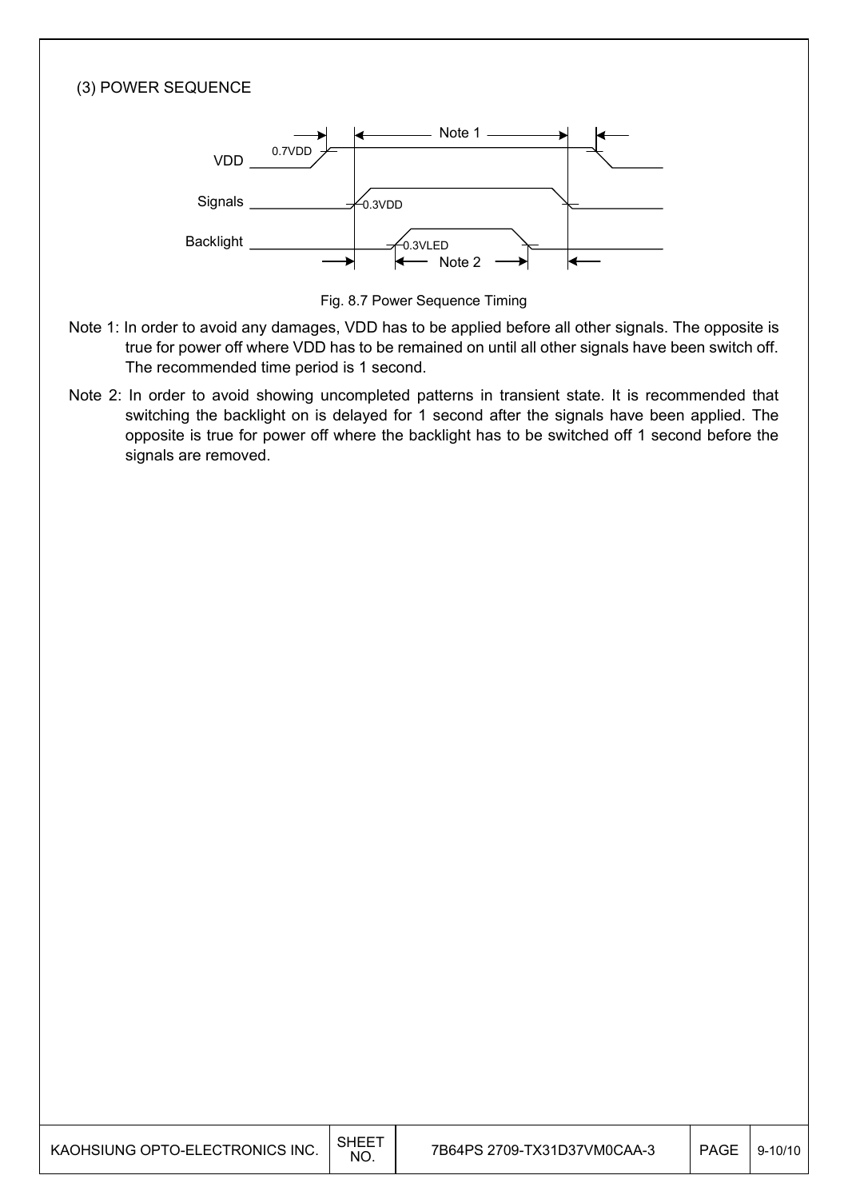(3) POWER SEQUENCE

Fig. 8.7 Power Sequence Timing

Note 1: In order to avoid any damages, VDD has to be applied before all other signals. The opposite is true for power off where VDD has to be remained on until all other signals have been switch off. The recommended time period is 1 second.

Note 2: In order to avoid showing uncompleted patterns in transient state. It is recommended that switching the backlight on is delayed for 1 second after the signals have been applied. The opposite is true for power off where the backlight has to be switched off 1 second before the signals are removed.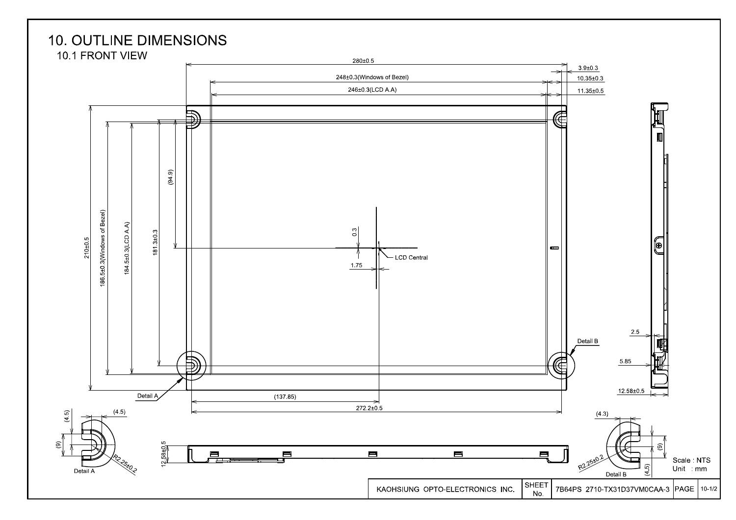# 10. OUTLINE DIMENSIONS

## 10.1 FRONT VIEW

280±0.5

3.9±0.3

248±0.3(Windows of Bezel)

10.35±0.3

246±0.3(LCD A.A)

11.35±0.5

210±0.5

186.5±0.3(Windows of Bezel)

184.5±0.3(LCD A.A)

181.3±0.3

(94.9)

0.3

1.75

LCD Central

(137.85)

272.2±0.5

Detail A

Detail B

2.5

5.85

12.58±0.5

(4.5)

(9)

R2.25±0.2

(4.3)

Scale : NTS

Unit : mm

| KAOHSIUNG OPTO-ELECTRONICS INC. | SHEET No. | 7B64PS 2710-TX31D37VM0CAA-3 | PAGE | 10-1/2 |
|---|---|---|---|---|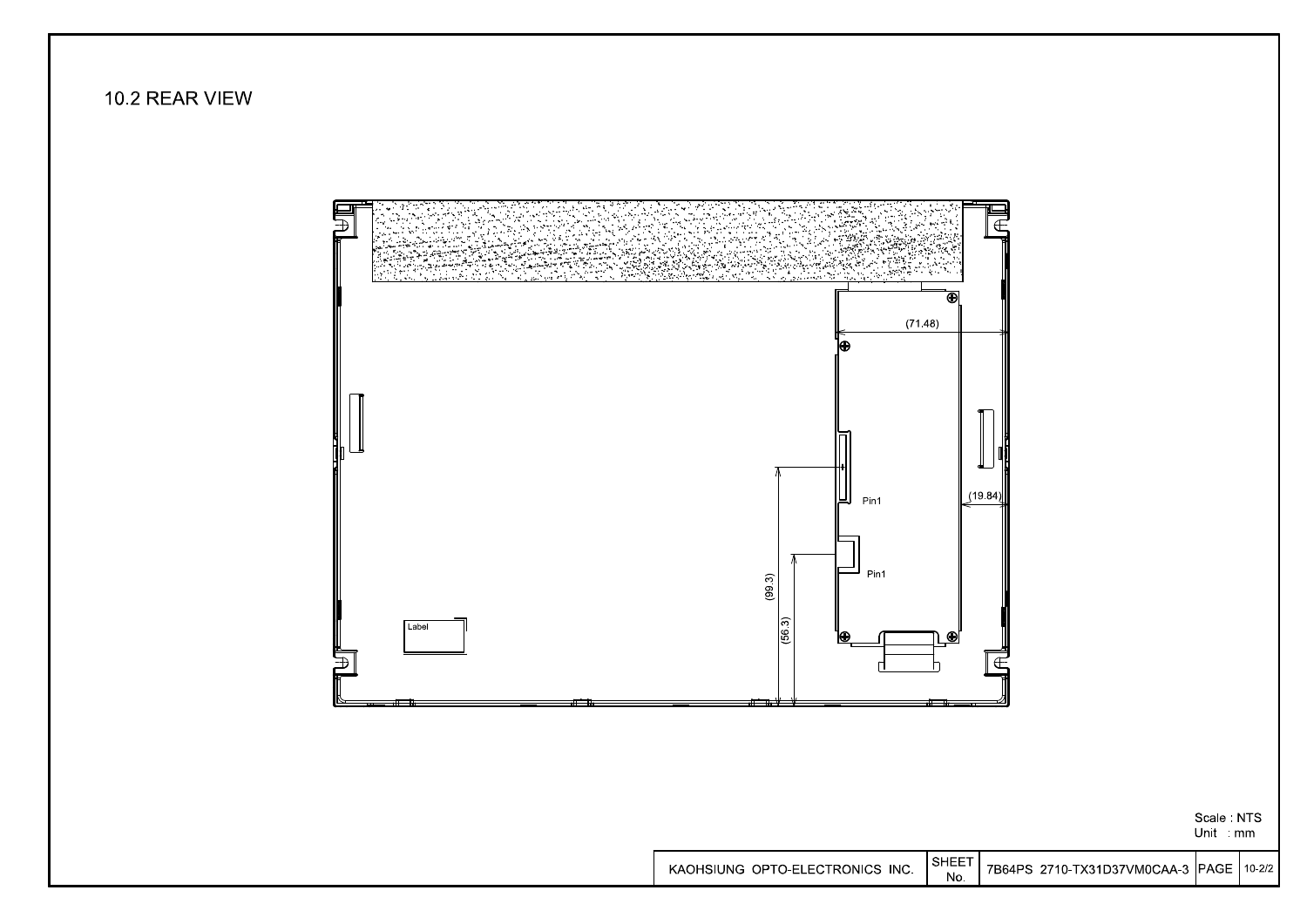## 10.2 REAR VIEW

(71.48)

Pin1

(19.84)

Pin1

(99.3)

(56.3)

Label

Scale : NTS
Unit : mm

| KAOHSIUNG OPTO-ELECTRONICS INC. | SHEET No. | 7B64PS 2710-TX31D37VM0CAA-3 | PAGE | 10-2/2 |
| --- | --- | --- | --- | --- |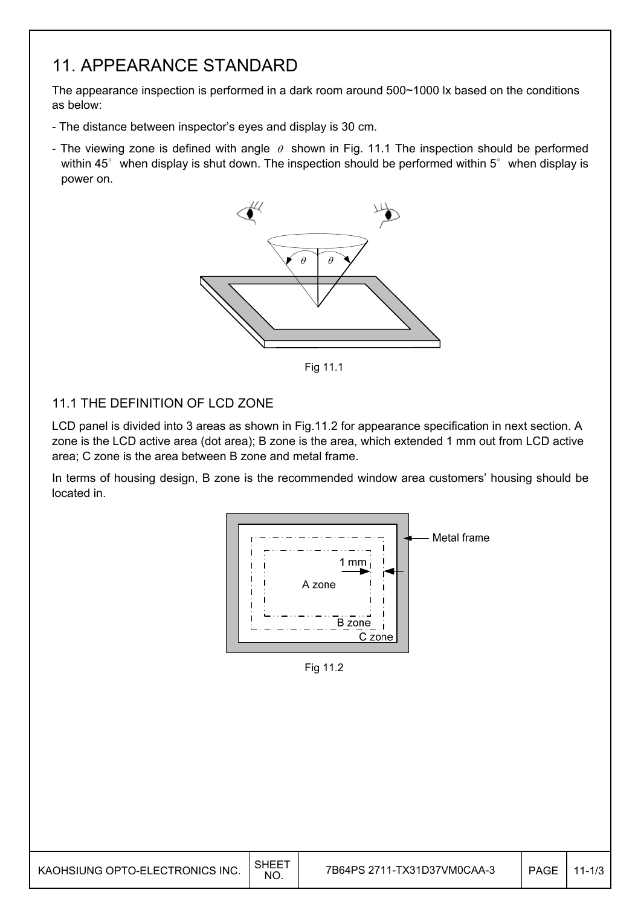# 11. APPEARANCE STANDARD

The appearance inspection is performed in a dark room around 500~1000 lx based on the conditions as below:

- The distance between inspector's eyes and display is 30 cm.
- The viewing zone is defined with angle $\theta$ shown in Fig. 11.1 The inspection should be performed within 45° when display is shut down. The inspection should be performed within 5° when display is power on.

Fig 11.1

## 11.1 THE DEFINITION OF LCD ZONE

LCD panel is divided into 3 areas as shown in Fig.11.2 for appearance specification in next section. A zone is the LCD active area (dot area); B zone is the area, which extended 1 mm out from LCD active area; C zone is the area between B zone and metal frame.

In terms of housing design, B zone is the recommended window area customers' housing should be located in.

Fig 11.2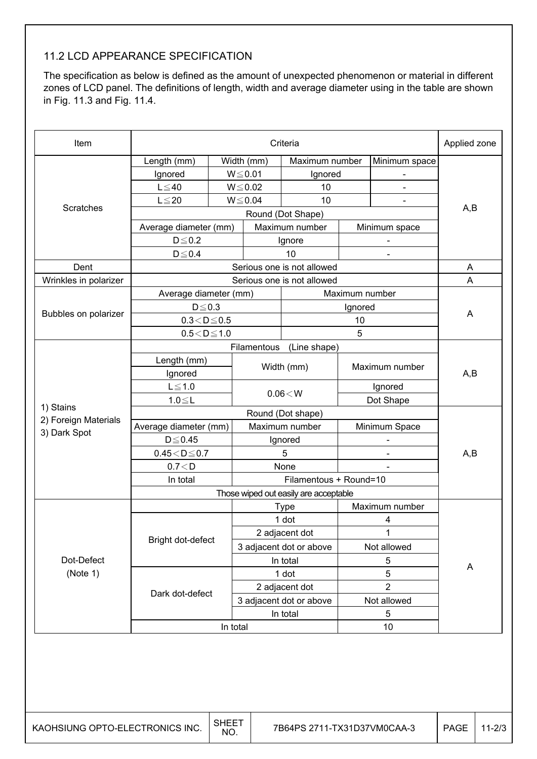## 11.2 LCD APPEARANCE SPECIFICATION

The specification as below is defined as the amount of unexpected phenomenon or material in different zones of LCD panel. The definitions of length, width and average diameter using in the table are shown in Fig. 11.3 and Fig. 11.4.

| Item | Criteria | | | | Applied zone |
|---|---|---|---|---|---|
| Scratches | Length (mm) | Width (mm) | Maximum number | Minimum space | A,B |
| | Ignored | W≦0.01 | Ignored | - | |
| | L≦40 | W≦0.02 | 10 | - | |
| | L≦20 | W≦0.04 | 10 | - | |
| | Round (Dot Shape) | | | | |
| | Average diameter (mm) | Maximum number | Minimum space | | |
| | D≦0.2 | Ignore | - | | |
| | D≦0.4 | 10 | - | | |
| Dent | Serious one is not allowed | | | | A |
| Wrinkles in polarizer | Serious one is not allowed | | | | A |
| Bubbles on polarizer | Average diameter (mm) | Maximum number | | | A |
| | D≦0.3 | Ignored | | | |
| | 0.3＜D≦0.5 | 10 | | | |
| | 0.5＜D≦1.0 | 5 | | | |
| 1) Stains<br>2) Foreign Materials<br>3) Dark Spot | Filamentous (Line shape) | | | | A,B |
| | Length (mm) | Width (mm) | Maximum number | | |
| | Ignored | | | | |
| | L≦1.0 | 0.06＜W | Ignored | | |
| | 1.0≦L | | Dot Shape | | |
| | Round (Dot shape) | | | | A,B |
| | Average diameter (mm) | Maximum number | Minimum Space | | |
| | D≦0.45 | Ignored | - | | |
| | 0.45＜D≦0.7 | 5 | - | | |
| | 0.7＜D | None | - | | |
| | In total | Filamentous + Round=10 | | | |
| | Those wiped out easily are acceptable | | | | |
| Dot-Defect (Note 1) | | Type | Maximum number | | A |
| | Bright dot-defect | 1 dot | 4 | | |
| | | 2 adjacent dot | 1 | | |
| | | 3 adjacent dot or above | Not allowed | | |
| | | In total | 5 | | |
| | Dark dot-defect | 1 dot | 5 | | |
| | | 2 adjacent dot | 2 | | |
| | | 3 adjacent dot or above | Not allowed | | |
| | | In total | 5 | | |
| | In total | | 10 | | |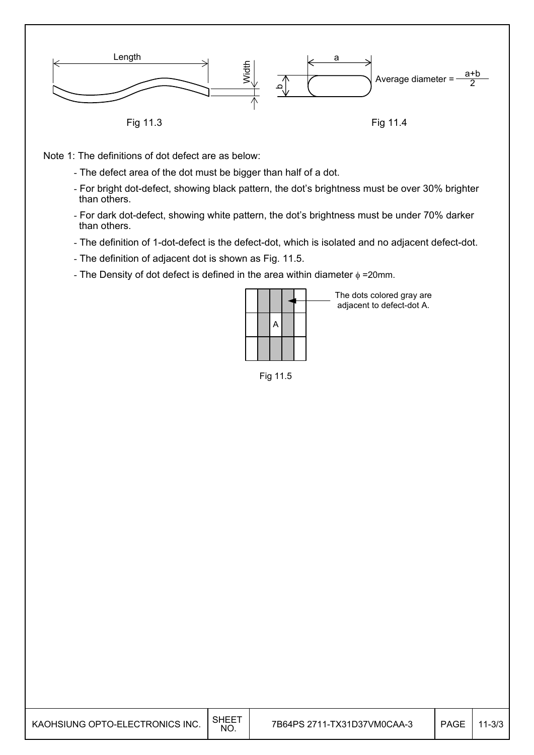Length Width

Fig 11.3

a

b

Average diameter = $\frac{a+b}{2}$

Fig 11.4

Note 1: The definitions of dot defect are as below:

- The defect area of the dot must be bigger than half of a dot.
- For bright dot-defect, showing black pattern, the dot's brightness must be over 30% brighter than others.
- For dark dot-defect, showing white pattern, the dot's brightness must be under 70% darker than others.
- The definition of 1-dot-defect is the defect-dot, which is isolated and no adjacent defect-dot.
- The definition of adjacent dot is shown as Fig. 11.5.
- The Density of dot defect is defined in the area within diameter $\phi$ =20mm.

The dots colored gray are adjacent to defect-dot A.

Fig 11.5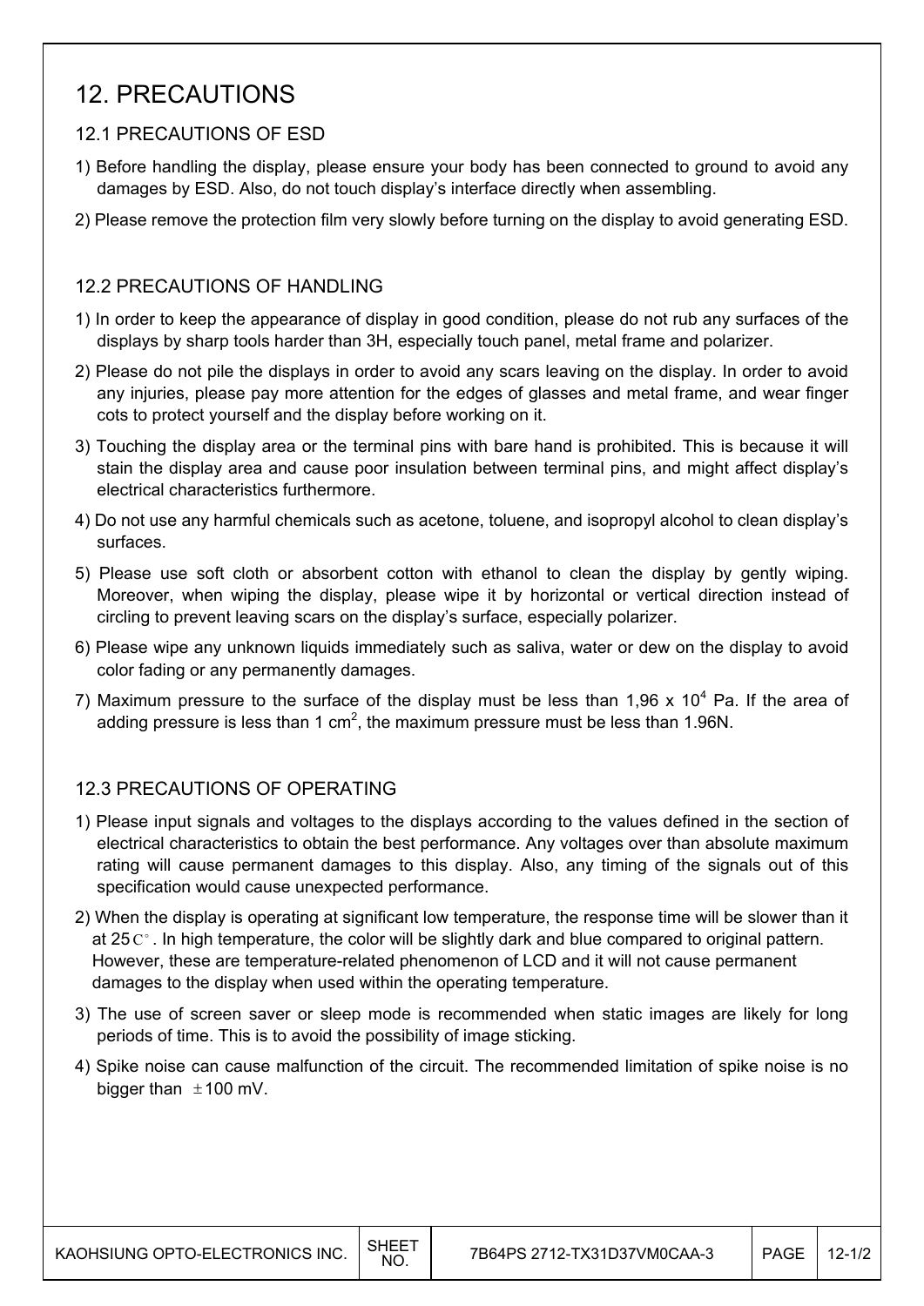# 12. PRECAUTIONS

## 12.1 PRECAUTIONS OF ESD

1) Before handling the display, please ensure your body has been connected to ground to avoid any damages by ESD. Also, do not touch display's interface directly when assembling.
2) Please remove the protection film very slowly before turning on the display to avoid generating ESD.

## 12.2 PRECAUTIONS OF HANDLING

1) In order to keep the appearance of display in good condition, please do not rub any surfaces of the displays by sharp tools harder than 3H, especially touch panel, metal frame and polarizer.
2) Please do not pile the displays in order to avoid any scars leaving on the display. In order to avoid any injuries, please pay more attention for the edges of glasses and metal frame, and wear finger cots to protect yourself and the display before working on it.
3) Touching the display area or the terminal pins with bare hand is prohibited. This is because it will stain the display area and cause poor insulation between terminal pins, and might affect display's electrical characteristics furthermore.
4) Do not use any harmful chemicals such as acetone, toluene, and isopropyl alcohol to clean display's surfaces.
5) Please use soft cloth or absorbent cotton with ethanol to clean the display by gently wiping. Moreover, when wiping the display, please wipe it by horizontal or vertical direction instead of circling to prevent leaving scars on the display's surface, especially polarizer.
6) Please wipe any unknown liquids immediately such as saliva, water or dew on the display to avoid color fading or any permanently damages.
7) Maximum pressure to the surface of the display must be less than $1{,}96 \times 10^4$ Pa. If the area of adding pressure is less than 1 $cm^2$, the maximum pressure must be less than 1.96N.

## 12.3 PRECAUTIONS OF OPERATING

1) Please input signals and voltages to the displays according to the values defined in the section of electrical characteristics to obtain the best performance. Any voltages over than absolute maximum rating will cause permanent damages to this display. Also, any timing of the signals out of this specification would cause unexpected performance.
2) When the display is operating at significant low temperature, the response time will be slower than it at 25C°. In high temperature, the color will be slightly dark and blue compared to original pattern. However, these are temperature-related phenomenon of LCD and it will not cause permanent damages to the display when used within the operating temperature.
3) The use of screen saver or sleep mode is recommended when static images are likely for long periods of time. This is to avoid the possibility of image sticking.
4) Spike noise can cause malfunction of the circuit. The recommended limitation of spike noise is no bigger than $\pm$100 mV.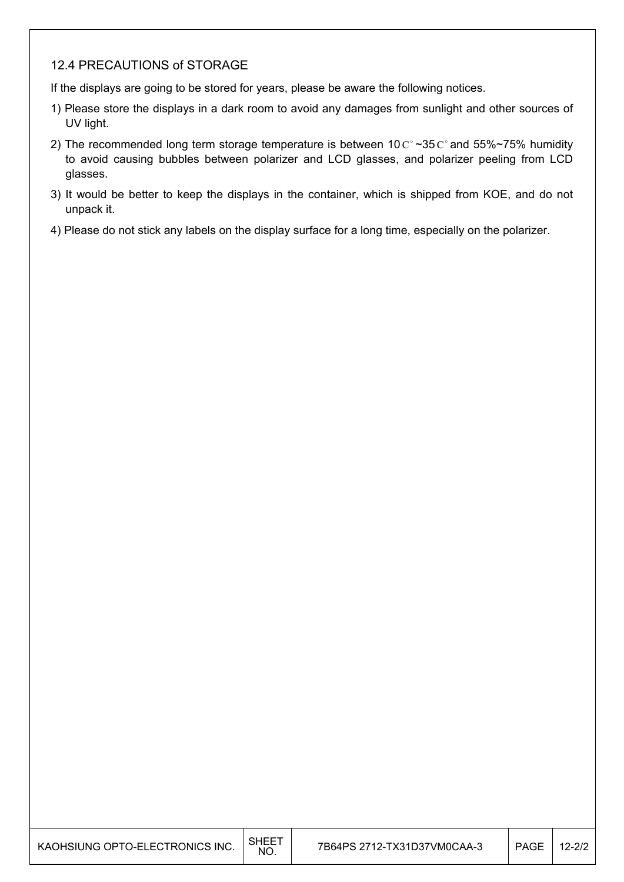## 12.4 PRECAUTIONS of STORAGE

If the displays are going to be stored for years, please be aware the following notices.

1) Please store the displays in a dark room to avoid any damages from sunlight and other sources of UV light.
2) The recommended long term storage temperature is between 10C°~35C° and 55%~75% humidity to avoid causing bubbles between polarizer and LCD glasses, and polarizer peeling from LCD glasses.
3) It would be better to keep the displays in the container, which is shipped from KOE, and do not unpack it.
4) Please do not stick any labels on the display surface for a long time, especially on the polarizer.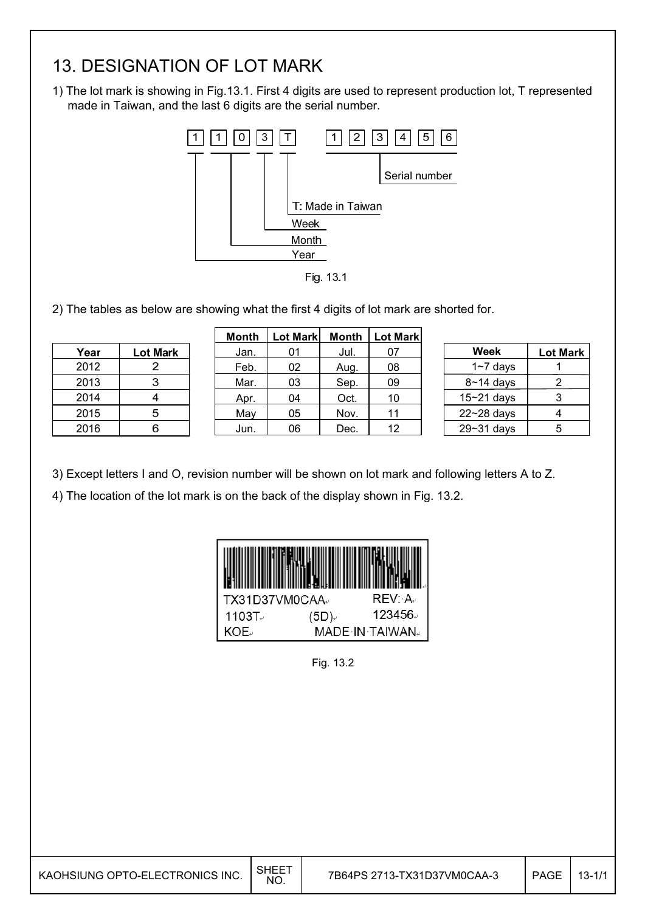# 13. DESIGNATION OF LOT MARK

1) The lot mark is showing in Fig.13.1. First 4 digits are used to represent production lot, T represented made in Taiwan, and the last 6 digits are the serial number.

1 1 0 3 T    1 2 3 4 5 6

Serial number

T: Made in Taiwan

Week

Month

Year

Fig. 13.1

2) The tables as below are showing what the first 4 digits of lot mark are shorted for.

| Year | Lot Mark |
|---|---|
| 2012 | 2 |
| 2013 | 3 |
| 2014 | 4 |
| 2015 | 5 |
| 2016 | 6 |

| Month | Lot Mark | Month | Lot Mark |
|---|---|---|---|
| Jan. | 01 | Jul. | 07 |
| Feb. | 02 | Aug. | 08 |
| Mar. | 03 | Sep. | 09 |
| Apr. | 04 | Oct. | 10 |
| May | 05 | Nov. | 11 |
| Jun. | 06 | Dec. | 12 |

| Week | Lot Mark |
|---|---|
| 1~7 days | 1 |
| 8~14 days | 2 |
| 15~21 days | 3 |
| 22~28 days | 4 |
| 29~31 days | 5 |

3) Except letters I and O, revision number will be shown on lot mark and following letters A to Z.

4) The location of the lot mark is on the back of the display shown in Fig. 13.2.

TX31D37VM0CAA REV: A
1103T (5D) 123456
KOE MADE IN TAIWAN

Fig. 13.2